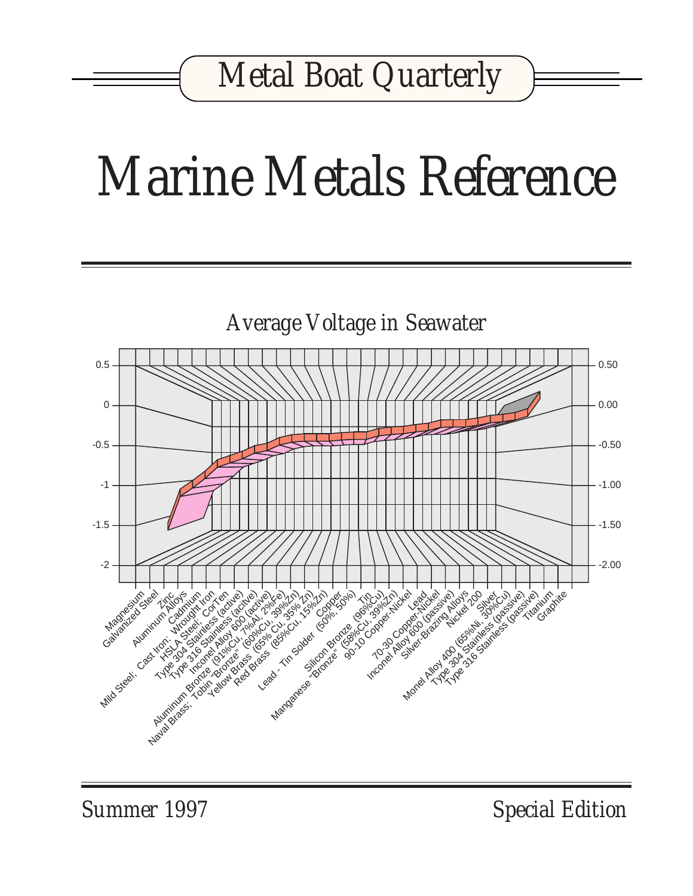Metal Boat Quarterly

# Marine Metals Reference

Average Voltage in Seawater

| Metal |
|---|
| Magnesium |
| Galvanized Steel |
| Zinc |
| Aluminum Alloys |
| Cadmium |
| Mild Steel; Cast Iron; Wrought Iron |
| HSLA Steel; CorTen |
| Type 304 Stainless (active) |
| Type 316 Stainless (acitve) |
| Inconel Alloy 600 (active) |
| Aluminum Bronze (91%Cu, 7%Al, 2%Fe) |
| Naval Brass; Tobin "Bronze" (60%Cu, 39%Zn) |
| Yellow Brass (65% Cu, 35% Zn) |
| Red Brass (85%Cu, 15%Zn) |
| Copper |
| Lead - Tin Solder (50%, 50%) |
| Tin |
| Silicon Bronze (96%Cu) |
| Manganese "Bronze" (58%Cu, 39%Zn) |
| 90-10 Copper-Nickel |
| Lead |
| 70-30 Copper-Nickel |
| Inconel Alloy 600 (passive) |
| Silver-Brazing Alloys |
| Nickel 200 |
| Silver |
| Monel Alloy 400 (65%Ni, 30%Cu) |
| Type 304 Stainless (passive) |
| Type 316 Stainless (passive) |
| Titanium |
| Graphite |

Summer 1997

Special Edition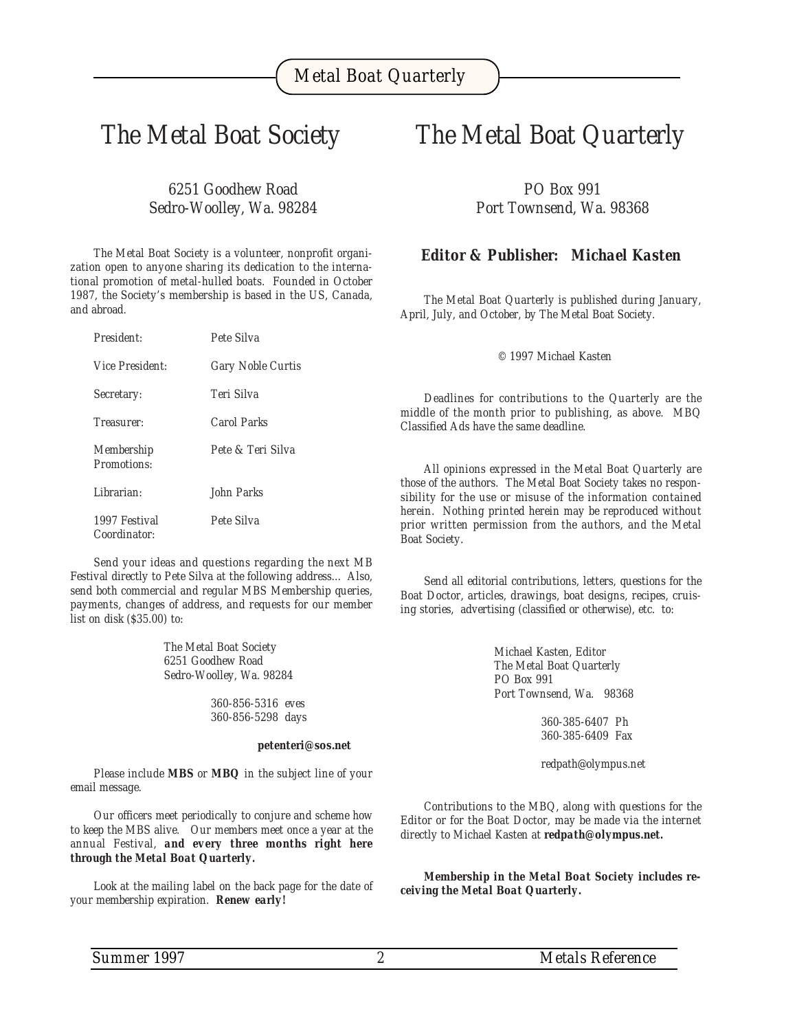# The Metal Boat Society

6251 Goodhew Road
Sedro-Woolley, Wa. 98284

The Metal Boat Society is a volunteer, nonprofit organization open to anyone sharing its dedication to the international promotion of metal-hulled boats. Founded in October 1987, the Society's membership is based in the US, Canada, and abroad.

| | |
|---|---|
| President: | Pete Silva |
| Vice President: | Gary Noble Curtis |
| Secretary: | Teri Silva |
| Treasurer: | Carol Parks |
| Membership Promotions: | Pete & Teri Silva |
| Librarian: | John Parks |
| 1997 Festival Coordinator: | Pete Silva |

Send your ideas and questions regarding the next MB Festival directly to Pete Silva at the following address... Also, send both commercial and regular MBS Membership queries, payments, changes of address, and requests for our member list on disk ($35.00) to:

The Metal Boat Society
6251 Goodhew Road
Sedro-Woolley, Wa. 98284

360-856-5316 eves
360-856-5298 days

**petenteri@sos.net**

Please include **MBS** or **MBQ** in the subject line of your email message.

Our officers meet periodically to conjure and scheme how to keep the MBS alive. Our members meet once a year at the annual Festival, **and every three months right here through the Metal Boat Quarterly.**

Look at the mailing label on the back page for the date of your membership expiration. **Renew early!**

# The Metal Boat Quarterly

PO Box 991
Port Townsend, Wa. 98368

**Editor & Publisher: Michael Kasten**

The Metal Boat Quarterly is published during January, April, July, and October, by The Metal Boat Society.

© 1997 Michael Kasten

Deadlines for contributions to the Quarterly are the middle of the month prior to publishing, as above. MBQ Classified Ads have the same deadline.

All opinions expressed in the Metal Boat Quarterly are those of the authors. The Metal Boat Society takes no responsibility for the use or misuse of the information contained herein. Nothing printed herein may be reproduced without prior written permission from the authors, and the Metal Boat Society.

Send all editorial contributions, letters, questions for the Boat Doctor, articles, drawings, boat designs, recipes, cruising stories, advertising (classified or otherwise), etc. to:

Michael Kasten, Editor
The Metal Boat Quarterly
PO Box 991
Port Townsend, Wa. 98368

360-385-6407 Ph
360-385-6409 Fax

redpath@olympus.net

Contributions to the MBQ, along with questions for the Editor or for the Boat Doctor, may be made via the internet directly to Michael Kasten at **redpath@olympus.net.**

**Membership in the Metal Boat Society includes receiving the Metal Boat Quarterly.**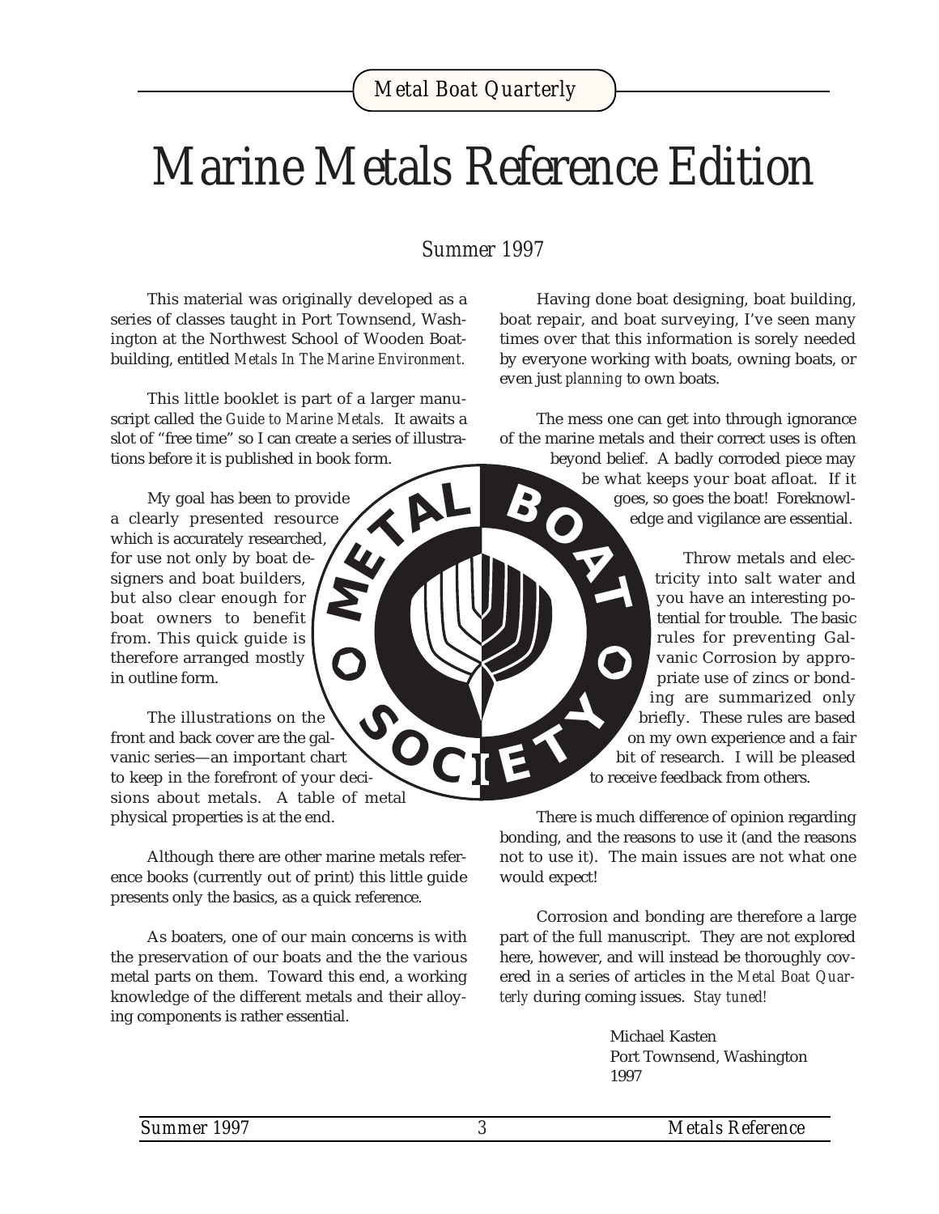# Marine Metals Reference Edition

Summer 1997

This material was originally developed as a series of classes taught in Port Townsend, Washington at the Northwest School of Wooden Boatbuilding, entitled *Metals In The Marine Environment.*

This little booklet is part of a larger manuscript called the *Guide to Marine Metals.* It awaits a slot of "free time" so I can create a series of illustrations before it is published in book form.

My goal has been to provide a clearly presented resource which is accurately researched, for use not only by boat designers and boat builders, but also clear enough for boat owners to benefit from. This quick guide is therefore arranged mostly in outline form.

The illustrations on the front and back cover are the galvanic series—an important chart to keep in the forefront of your decisions about metals. A table of metal physical properties is at the end.

Although there are other marine metals reference books (currently out of print) this little guide presents only the basics, as a quick reference.

As boaters, one of our main concerns is with the preservation of our boats and the the various metal parts on them. Toward this end, a working knowledge of the different metals and their alloying components is rather essential.

Having done boat designing, boat building, boat repair, and boat surveying, I've seen many times over that this information is sorely needed by everyone working with boats, owning boats, or even just *planning* to own boats.

The mess one can get into through ignorance of the marine metals and their correct uses is often beyond belief. A badly corroded piece may be what keeps your boat afloat. If it goes, so goes the boat! Foreknowledge and vigilance are essential.

Throw metals and electricity into salt water and you have an interesting potential for trouble. The basic rules for preventing Galvanic Corrosion by appropriate use of zincs or bonding are summarized only briefly. These rules are based on my own experience and a fair bit of research. I will be pleased to receive feedback from others.

There is much difference of opinion regarding bonding, and the reasons to use it (and the reasons not to use it). The main issues are not what one would expect!

Corrosion and bonding are therefore a large part of the full manuscript. They are not explored here, however, and will instead be thoroughly covered in a series of articles in the *Metal Boat Quarterly* during coming issues. *Stay tuned!*

Michael Kasten
Port Townsend, Washington
1997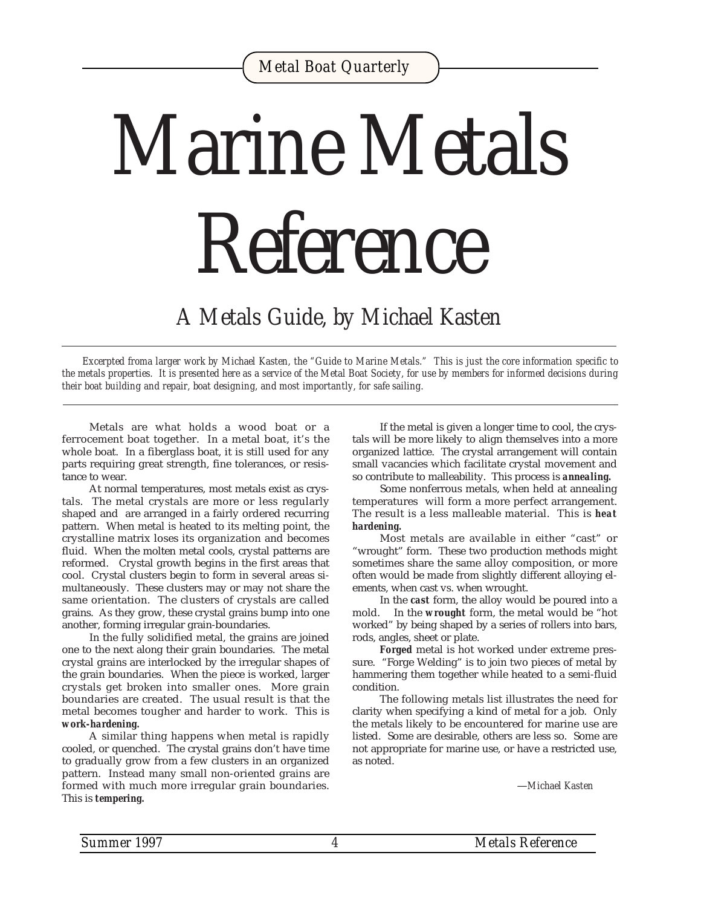# Marine Metals Reference

## A Metals Guide, by Michael Kasten

*Excerpted froma larger work by Michael Kasten, the "Guide to Marine Metals." This is just the core information specific to the metals properties. It is presented here as a service of the Metal Boat Society, for use by members for informed decisions during their boat building and repair, boat designing, and most importantly, for safe sailing.*

Metals are what holds a wood boat or a ferrocement boat together. In a metal boat, it's the whole boat. In a fiberglass boat, it is still used for any parts requiring great strength, fine tolerances, or resistance to wear.

At normal temperatures, most metals exist as crystals. The metal crystals are more or less regularly shaped and are arranged in a fairly ordered recurring pattern. When metal is heated to its melting point, the crystalline matrix loses its organization and becomes fluid. When the molten metal cools, crystal patterns are reformed. Crystal growth begins in the first areas that cool. Crystal clusters begin to form in several areas simultaneously. These clusters may or may not share the same orientation. The clusters of crystals are called grains. As they grow, these crystal grains bump into one another, forming irregular grain-boundaries.

In the fully solidified metal, the grains are joined one to the next along their grain boundaries. The metal crystal grains are interlocked by the irregular shapes of the grain boundaries. When the piece is worked, larger crystals get broken into smaller ones. More grain boundaries are created. The usual result is that the metal becomes tougher and harder to work. This is ***work-hardening.***

A similar thing happens when metal is rapidly cooled, or quenched. The crystal grains don't have time to gradually grow from a few clusters in an organized pattern. Instead many small non-oriented grains are formed with much more irregular grain boundaries. This is ***tempering.***

If the metal is given a longer time to cool, the crystals will be more likely to align themselves into a more organized lattice. The crystal arrangement will contain small vacancies which facilitate crystal movement and so contribute to malleability. This process is ***annealing.***

Some nonferrous metals, when held at annealing temperatures will form a more perfect arrangement. The result is a less malleable material. This is ***heat hardening.***

Most metals are available in either "cast" or "wrought" form. These two production methods might sometimes share the same alloy composition, or more often would be made from slightly different alloying elements, when cast vs. when wrought.

In the ***cast*** form, the alloy would be poured into a mold. In the ***wrought*** form, the metal would be "hot worked" by being shaped by a series of rollers into bars, rods, angles, sheet or plate.

***Forged*** metal is hot worked under extreme pressure. "Forge Welding" is to join two pieces of metal by hammering them together while heated to a semi-fluid condition.

The following metals list illustrates the need for clarity when specifying a kind of metal for a job. Only the metals likely to be encountered for marine use are listed. Some are desirable, others are less so. Some are not appropriate for marine use, or have a restricted use, as noted.

*—Michael Kasten*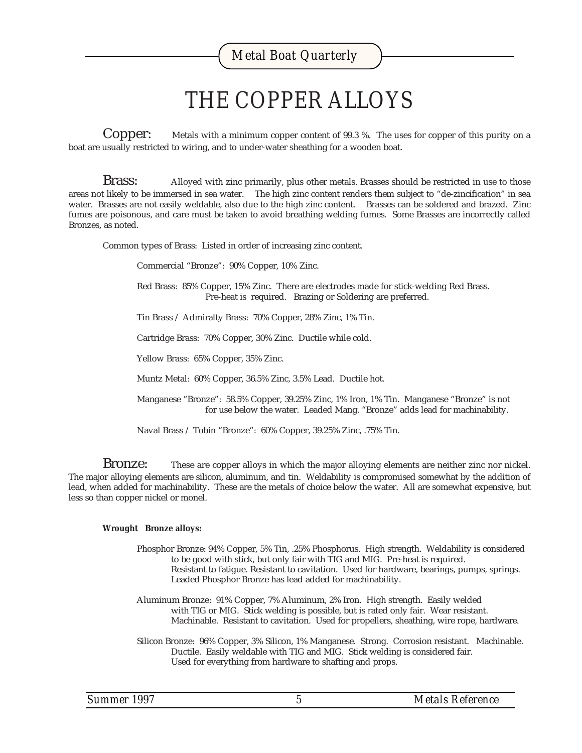# THE COPPER ALLOYS

**Copper:** Metals with a minimum copper content of 99.3 %. The uses for copper of this purity on a boat are usually restricted to wiring, and to under-water sheathing for a wooden boat.

**Brass:** Alloyed with zinc primarily, plus other metals. Brasses should be restricted in use to those areas not likely to be immersed in sea water. The high zinc content renders them subject to "de-zincification" in sea water. Brasses are not easily weldable, also due to the high zinc content. Brasses can be soldered and brazed. Zinc fumes are poisonous, and care must be taken to avoid breathing welding fumes. Some Brasses are incorrectly called Bronzes, as noted.

Common types of Brass: Listed in order of increasing zinc content.

Commercial "Bronze": 90% Copper, 10% Zinc.

Red Brass: 85% Copper, 15% Zinc. There are electrodes made for stick-welding Red Brass. Pre-heat is required. Brazing or Soldering are preferred.

Tin Brass / Admiralty Brass: 70% Copper, 28% Zinc, 1% Tin.

Cartridge Brass: 70% Copper, 30% Zinc. Ductile while cold.

Yellow Brass: 65% Copper, 35% Zinc.

Muntz Metal: 60% Copper, 36.5% Zinc, 3.5% Lead. Ductile hot.

Manganese "Bronze": 58.5% Copper, 39.25% Zinc, 1% Iron, 1% Tin. Manganese "Bronze" is not for use below the water. Leaded Mang. "Bronze" adds lead for machinability.

Naval Brass / Tobin "Bronze": 60% Copper, 39.25% Zinc, .75% Tin.

**Bronze:** These are copper alloys in which the major alloying elements are neither zinc nor nickel. The major alloying elements are silicon, aluminum, and tin. Weldability is compromised somewhat by the addition of lead, when added for machinability. These are the metals of choice below the water. All are somewhat expensive, but less so than copper nickel or monel.

**Wrought Bronze alloys:**

Phosphor Bronze: 94% Copper, 5% Tin, .25% Phosphorus. High strength. Weldability is considered to be good with stick, but only fair with TIG and MIG. Pre-heat is required. Resistant to fatigue. Resistant to cavitation. Used for hardware, bearings, pumps, springs. Leaded Phosphor Bronze has lead added for machinability.

Aluminum Bronze: 91% Copper, 7% Aluminum, 2% Iron. High strength. Easily welded with TIG or MIG. Stick welding is possible, but is rated only fair. Wear resistant. Machinable. Resistant to cavitation. Used for propellers, sheathing, wire rope, hardware.

Silicon Bronze: 96% Copper, 3% Silicon, 1% Manganese. Strong. Corrosion resistant. Machinable. Ductile. Easily weldable with TIG and MIG. Stick welding is considered fair. Used for everything from hardware to shafting and props.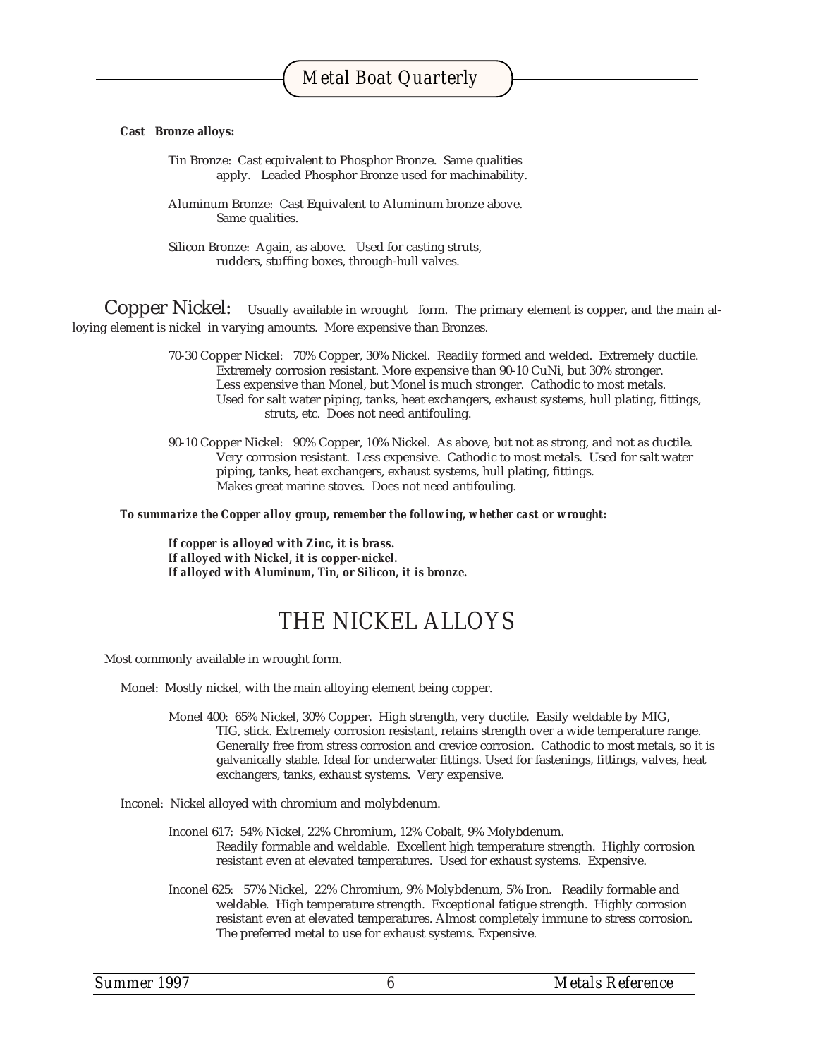**Cast Bronze alloys:**

Tin Bronze: Cast equivalent to Phosphor Bronze. Same qualities apply. Leaded Phosphor Bronze used for machinability.

Aluminum Bronze: Cast Equivalent to Aluminum bronze above. Same qualities.

Silicon Bronze: Again, as above. Used for casting struts, rudders, stuffing boxes, through-hull valves.

## Copper Nickel:

Usually available in wrought form. The primary element is copper, and the main alloying element is nickel in varying amounts. More expensive than Bronzes.

70-30 Copper Nickel: 70% Copper, 30% Nickel. Readily formed and welded. Extremely ductile. Extremely corrosion resistant. More expensive than 90-10 CuNi, but 30% stronger. Less expensive than Monel, but Monel is much stronger. Cathodic to most metals. Used for salt water piping, tanks, heat exchangers, exhaust systems, hull plating, fittings, struts, etc. Does not need antifouling.

90-10 Copper Nickel: 90% Copper, 10% Nickel. As above, but not as strong, and not as ductile. Very corrosion resistant. Less expensive. Cathodic to most metals. Used for salt water piping, tanks, heat exchangers, exhaust systems, hull plating, fittings. Makes great marine stoves. Does not need antifouling.

***To summarize the Copper alloy group, remember the following, whether cast or wrought:***

***If copper is alloyed with Zinc, it is brass.***
***If alloyed with Nickel, it is copper-nickel.***
***If alloyed with Aluminum, Tin, or Silicon, it is bronze.***

# THE NICKEL ALLOYS

Most commonly available in wrought form.

Monel: Mostly nickel, with the main alloying element being copper.

Monel 400: 65% Nickel, 30% Copper. High strength, very ductile. Easily weldable by MIG, TIG, stick. Extremely corrosion resistant, retains strength over a wide temperature range. Generally free from stress corrosion and crevice corrosion. Cathodic to most metals, so it is galvanically stable. Ideal for underwater fittings. Used for fastenings, fittings, valves, heat exchangers, tanks, exhaust systems. Very expensive.

Inconel: Nickel alloyed with chromium and molybdenum.

Inconel 617: 54% Nickel, 22% Chromium, 12% Cobalt, 9% Molybdenum. Readily formable and weldable. Excellent high temperature strength. Highly corrosion resistant even at elevated temperatures. Used for exhaust systems. Expensive.

Inconel 625: 57% Nickel, 22% Chromium, 9% Molybdenum, 5% Iron. Readily formable and weldable. High temperature strength. Exceptional fatigue strength. Highly corrosion resistant even at elevated temperatures. Almost completely immune to stress corrosion. The preferred metal to use for exhaust systems. Expensive.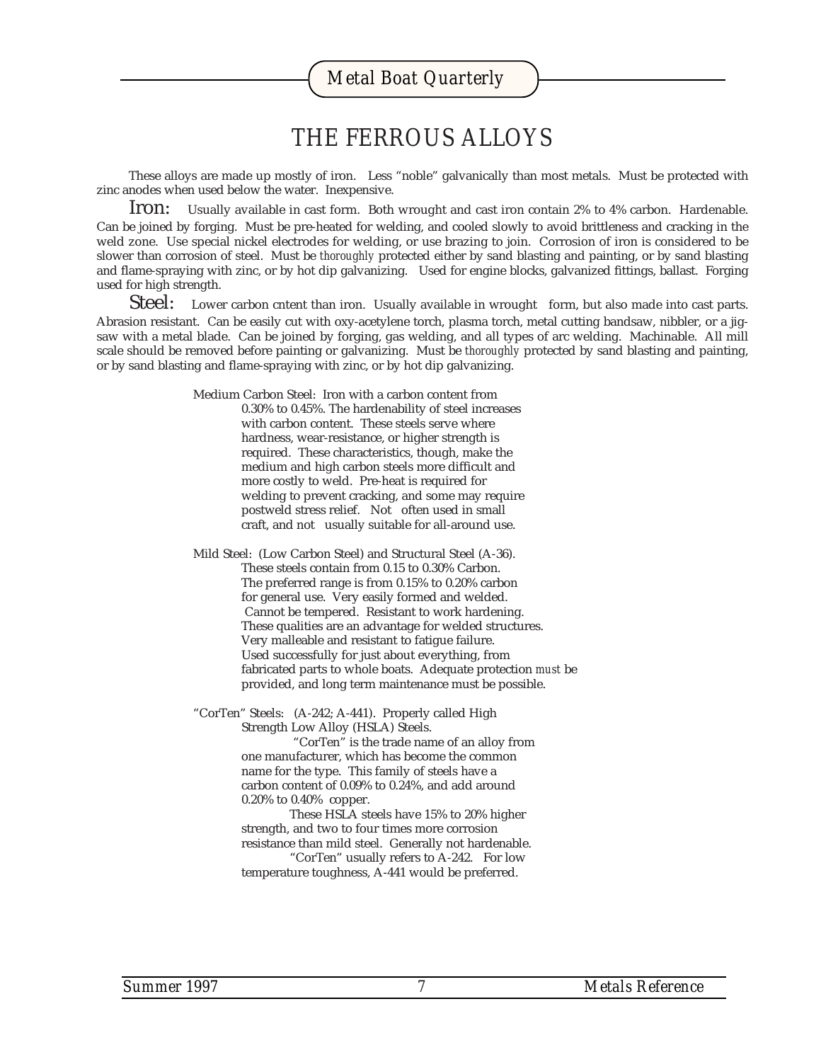# THE FERROUS ALLOYS

These alloys are made up mostly of iron. Less "noble" galvanically than most metals. Must be protected with zinc anodes when used below the water. Inexpensive.

**Iron:** Usually available in cast form. Both wrought and cast iron contain 2% to 4% carbon. Hardenable. Can be joined by forging. Must be pre-heated for welding, and cooled slowly to avoid brittleness and cracking in the weld zone. Use special nickel electrodes for welding, or use brazing to join. Corrosion of iron is considered to be slower than corrosion of steel. Must be *thoroughly* protected either by sand blasting and painting, or by sand blasting and flame-spraying with zinc, or by hot dip galvanizing. Used for engine blocks, galvanized fittings, ballast. Forging used for high strength.

**Steel:** Lower carbon cntent than iron. Usually available in wrought form, but also made into cast parts. Abrasion resistant. Can be easily cut with oxy-acetylene torch, plasma torch, metal cutting bandsaw, nibbler, or a jig-saw with a metal blade. Can be joined by forging, gas welding, and all types of arc welding. Machinable. All mill scale should be removed before painting or galvanizing. Must be *thoroughly* protected by sand blasting and painting, or by sand blasting and flame-spraying with zinc, or by hot dip galvanizing.

Medium Carbon Steel: Iron with a carbon content from 0.30% to 0.45%. The hardenability of steel increases with carbon content. These steels serve where hardness, wear-resistance, or higher strength is required. These characteristics, though, make the medium and high carbon steels more difficult and more costly to weld. Pre-heat is required for welding to prevent cracking, and some may require postweld stress relief. Not often used in small craft, and not usually suitable for all-around use.

Mild Steel: (Low Carbon Steel) and Structural Steel (A-36). These steels contain from 0.15 to 0.30% Carbon. The preferred range is from 0.15% to 0.20% carbon for general use. Very easily formed and welded. Cannot be tempered. Resistant to work hardening. These qualities are an advantage for welded structures. Very malleable and resistant to fatigue failure. Used successfully for just about everything, from fabricated parts to whole boats. Adequate protection *must* be provided, and long term maintenance must be possible.

"CorTen" Steels: (A-242; A-441). Properly called High Strength Low Alloy (HSLA) Steels.

"CorTen" is the trade name of an alloy from one manufacturer, which has become the common name for the type. This family of steels have a carbon content of 0.09% to 0.24%, and add around 0.20% to 0.40% copper.

These HSLA steels have 15% to 20% higher strength, and two to four times more corrosion resistance than mild steel. Generally not hardenable.

"CorTen" usually refers to A-242. For low temperature toughness, A-441 would be preferred.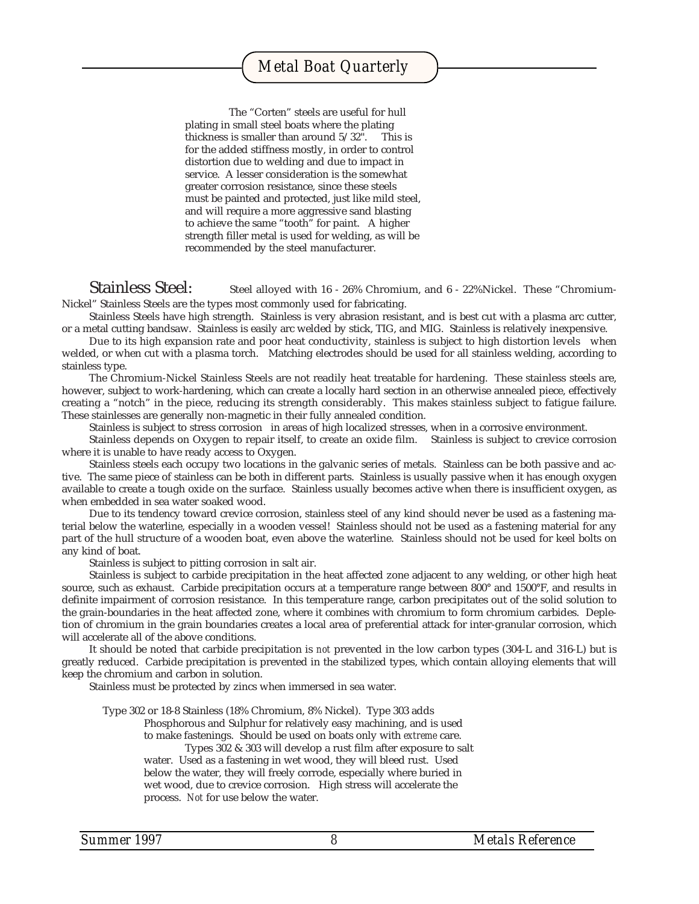The "Corten" steels are useful for hull plating in small steel boats where the plating thickness is smaller than around 5/32". This is for the added stiffness mostly, in order to control distortion due to welding and due to impact in service. A lesser consideration is the somewhat greater corrosion resistance, since these steels must be painted and protected, just like mild steel, and will require a more aggressive sand blasting to achieve the same "tooth" for paint. A higher strength filler metal is used for welding, as will be recommended by the steel manufacturer.

## Stainless Steel:

Steel alloyed with 16 - 26% Chromium, and 6 - 22%Nickel. These "Chromium-Nickel" Stainless Steels are the types most commonly used for fabricating.

Stainless Steels have high strength. Stainless is very abrasion resistant, and is best cut with a plasma arc cutter, or a metal cutting bandsaw. Stainless is easily arc welded by stick, TIG, and MIG. Stainless is relatively inexpensive.

Due to its high expansion rate and poor heat conductivity, stainless is subject to high distortion levels when welded, or when cut with a plasma torch. Matching electrodes should be used for all stainless welding, according to stainless type.

The Chromium-Nickel Stainless Steels are not readily heat treatable for hardening. These stainless steels are, however, subject to work-hardening, which can create a locally hard section in an otherwise annealed piece, effectively creating a "notch" in the piece, reducing its strength considerably. This makes stainless subject to fatigue failure. These stainlesses are generally non-magnetic in their fully annealed condition.

Stainless is subject to stress corrosion in areas of high localized stresses, when in a corrosive environment.

Stainless depends on Oxygen to repair itself, to create an oxide film. Stainless is subject to crevice corrosion where it is unable to have ready access to Oxygen.

Stainless steels each occupy two locations in the galvanic series of metals. Stainless can be both passive and active. The same piece of stainless can be both in different parts. Stainless is usually passive when it has enough oxygen available to create a tough oxide on the surface. Stainless usually becomes active when there is insufficient oxygen, as when embedded in sea water soaked wood.

Due to its tendency toward crevice corrosion, stainless steel of any kind should never be used as a fastening material below the waterline, especially in a wooden vessel! Stainless should not be used as a fastening material for any part of the hull structure of a wooden boat, even above the waterline. Stainless should not be used for keel bolts on any kind of boat.

Stainless is subject to pitting corrosion in salt air.

Stainless is subject to carbide precipitation in the heat affected zone adjacent to any welding, or other high heat source, such as exhaust. Carbide precipitation occurs at a temperature range between 800° and 1500°F, and results in definite impairment of corrosion resistance. In this temperature range, carbon precipitates out of the solid solution to the grain-boundaries in the heat affected zone, where it combines with chromium to form chromium carbides. Depletion of chromium in the grain boundaries creates a local area of preferential attack for inter-granular corrosion, which will accelerate all of the above conditions.

It should be noted that carbide precipitation is *not* prevented in the low carbon types (304-L and 316-L) but is greatly reduced. Carbide precipitation is prevented in the stabilized types, which contain alloying elements that will keep the chromium and carbon in solution.

Stainless must be protected by zincs when immersed in sea water.

Type 302 or 18-8 Stainless (18% Chromium, 8% Nickel). Type 303 adds Phosphorous and Sulphur for relatively easy machining, and is used to make fastenings. Should be used on boats only with *extreme* care.

Types 302 & 303 will develop a rust film after exposure to salt water. Used as a fastening in wet wood, they will bleed rust. Used below the water, they will freely corrode, especially where buried in wet wood, due to crevice corrosion. High stress will accelerate the process. *Not* for use below the water.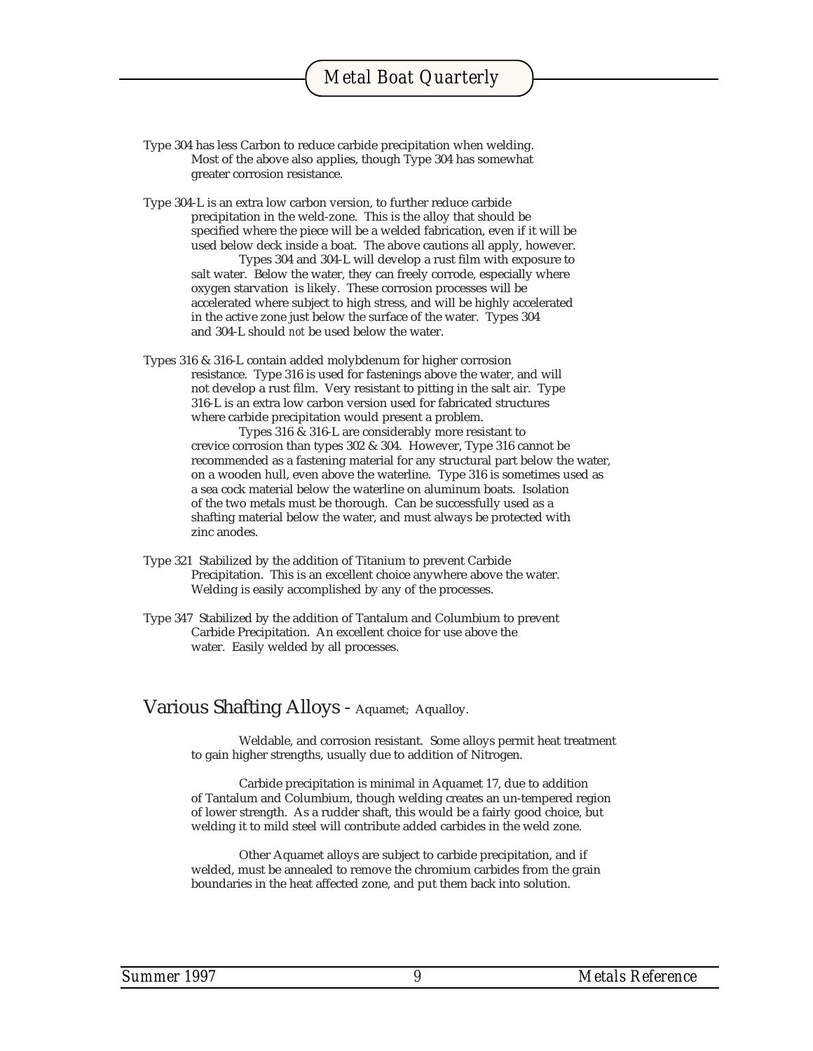Type 304 has less Carbon to reduce carbide precipitation when welding. Most of the above also applies, though Type 304 has somewhat greater corrosion resistance.

Type 304-L is an extra low carbon version, to further reduce carbide precipitation in the weld-zone. This is the alloy that should be specified where the piece will be a welded fabrication, even if it will be used below deck inside a boat. The above cautions all apply, however.

Types 304 and 304-L will develop a rust film with exposure to salt water. Below the water, they can freely corrode, especially where oxygen starvation is likely. These corrosion processes will be accelerated where subject to high stress, and will be highly accelerated in the active zone just below the surface of the water. Types 304 and 304-L should *not* be used below the water.

Types 316 & 316-L contain added molybdenum for higher corrosion resistance. Type 316 is used for fastenings above the water, and will not develop a rust film. Very resistant to pitting in the salt air. Type 316-L is an extra low carbon version used for fabricated structures where carbide precipitation would present a problem.

Types 316 & 316-L are considerably more resistant to crevice corrosion than types 302 & 304. However, Type 316 cannot be recommended as a fastening material for any structural part below the water, on a wooden hull, even above the waterline. Type 316 is sometimes used as a sea cock material below the waterline on aluminum boats. Isolation of the two metals must be thorough. Can be successfully used as a shafting material below the water, and must always be protected with zinc anodes.

Type 321 Stabilized by the addition of Titanium to prevent Carbide Precipitation. This is an excellent choice anywhere above the water. Welding is easily accomplished by any of the processes.

Type 347 Stabilized by the addition of Tantalum and Columbium to prevent Carbide Precipitation. An excellent choice for use above the water. Easily welded by all processes.

## Various Shafting Alloys - Aquamet; Aqualloy.

Weldable, and corrosion resistant. Some alloys permit heat treatment to gain higher strengths, usually due to addition of Nitrogen.

Carbide precipitation is minimal in Aquamet 17, due to addition of Tantalum and Columbium, though welding creates an un-tempered region of lower strength. As a rudder shaft, this would be a fairly good choice, but welding it to mild steel will contribute added carbides in the weld zone.

Other Aquamet alloys are subject to carbide precipitation, and if welded, must be annealed to remove the chromium carbides from the grain boundaries in the heat affected zone, and put them back into solution.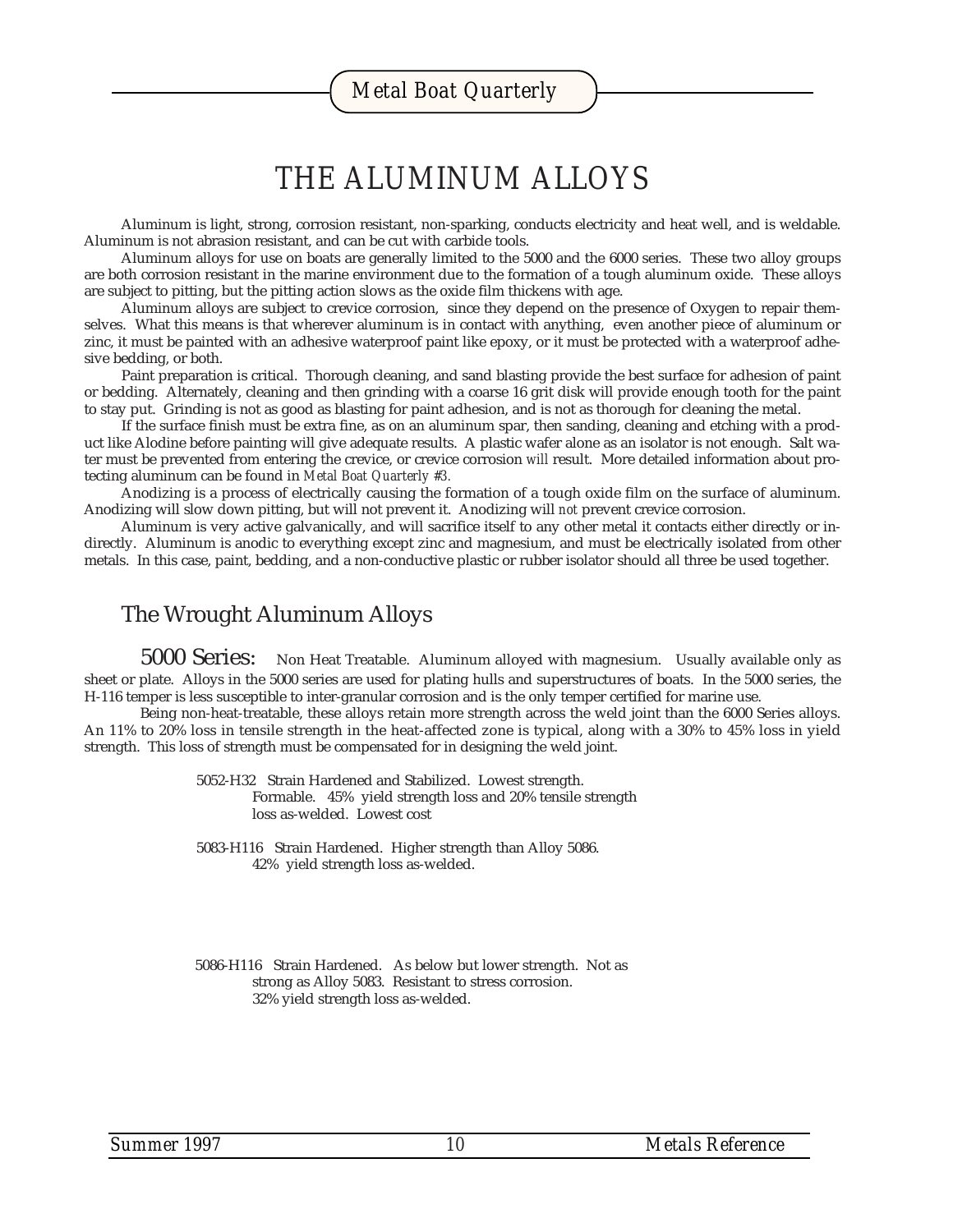// Page 10 transcription
# THE ALUMINUM ALLOYS

Aluminum is light, strong, corrosion resistant, non-sparking, conducts electricity and heat well, and is weldable. Aluminum is not abrasion resistant, and can be cut with carbide tools.

Aluminum alloys for use on boats are generally limited to the 5000 and the 6000 series. These two alloy groups are both corrosion resistant in the marine environment due to the formation of a tough aluminum oxide. These alloys are subject to pitting, but the pitting action slows as the oxide film thickens with age.

Aluminum alloys are subject to crevice corrosion, since they depend on the presence of Oxygen to repair themselves. What this means is that wherever aluminum is in contact with anything, even another piece of aluminum or zinc, it must be painted with an adhesive waterproof paint like epoxy, or it must be protected with a waterproof adhesive bedding, or both.

Paint preparation is critical. Thorough cleaning, and sand blasting provide the best surface for adhesion of paint or bedding. Alternately, cleaning and then grinding with a coarse 16 grit disk will provide enough tooth for the paint to stay put. Grinding is not as good as blasting for paint adhesion, and is not as thorough for cleaning the metal.

If the surface finish must be extra fine, as on an aluminum spar, then sanding, cleaning and etching with a product like Alodine before painting will give adequate results. A plastic wafer alone as an isolator is not enough. Salt water must be prevented from entering the crevice, or crevice corrosion *will* result. More detailed information about protecting aluminum can be found in *Metal Boat Quarterly #3*.

Anodizing is a process of electrically causing the formation of a tough oxide film on the surface of aluminum. Anodizing will slow down pitting, but will not prevent it. Anodizing will *not* prevent crevice corrosion.

Aluminum is very active galvanically, and will sacrifice itself to any other metal it contacts either directly or indirectly. Aluminum is anodic to everything except zinc and magnesium, and must be electrically isolated from other metals. In this case, paint, bedding, and a non-conductive plastic or rubber isolator should all three be used together.

## The Wrought Aluminum Alloys

### 5000 Series:

Non Heat Treatable. Aluminum alloyed with magnesium. Usually available only as sheet or plate. Alloys in the 5000 series are used for plating hulls and superstructures of boats. In the 5000 series, the H-116 temper is less susceptible to inter-granular corrosion and is the only temper certified for marine use.

Being non-heat-treatable, these alloys retain more strength across the weld joint than the 6000 Series alloys. An 11% to 20% loss in tensile strength in the heat-affected zone is typical, along with a 30% to 45% loss in yield strength. This loss of strength must be compensated for in designing the weld joint.

5052-H32 Strain Hardened and Stabilized. Lowest strength. Formable. 45% yield strength loss and 20% tensile strength loss as-welded. Lowest cost

5083-H116 Strain Hardened. Higher strength than Alloy 5086. 42% yield strength loss as-welded.

5086-H116 Strain Hardened. As below but lower strength. Not as strong as Alloy 5083. Resistant to stress corrosion. 32% yield strength loss as-welded.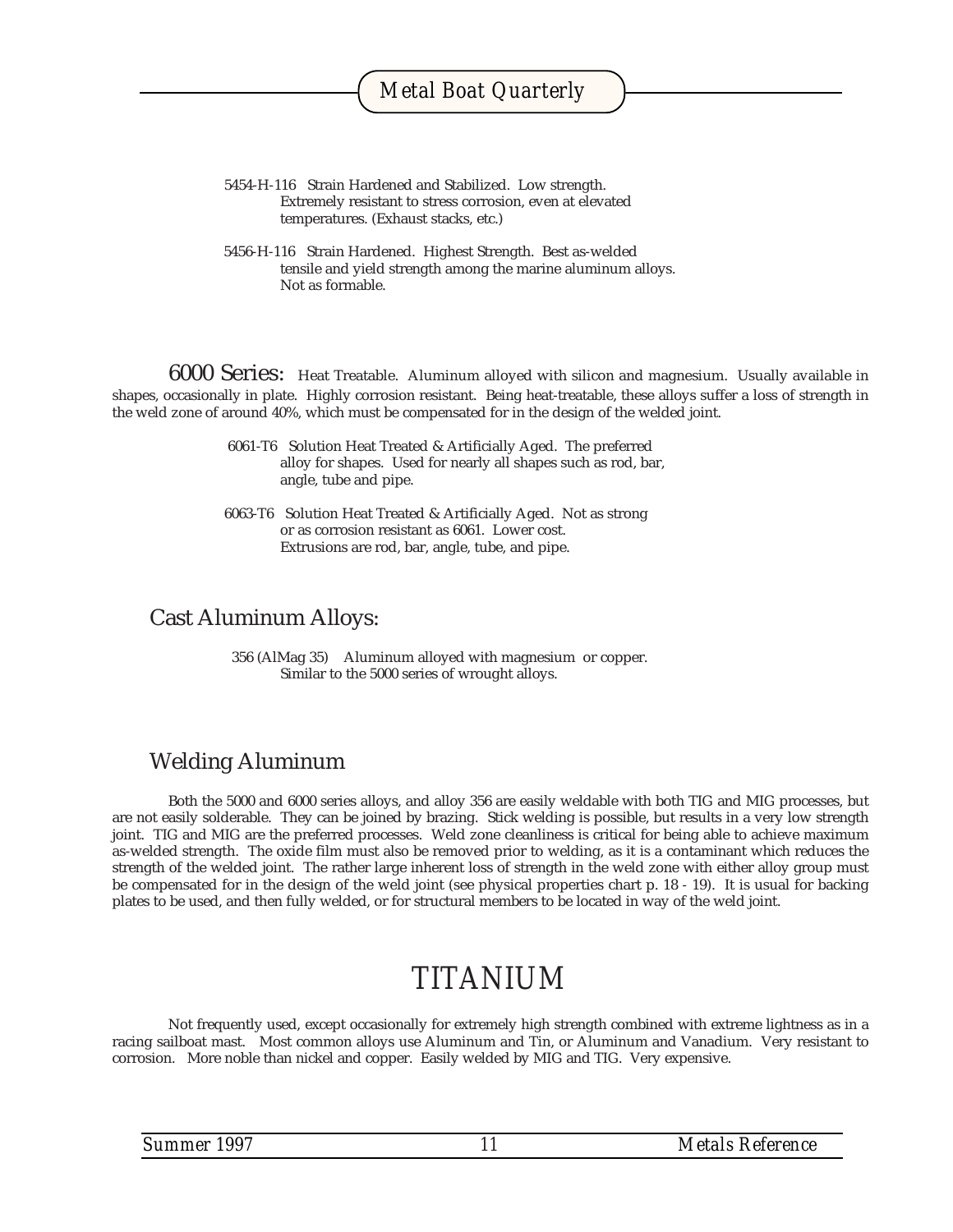5454-H-116 Strain Hardened and Stabilized. Low strength. Extremely resistant to stress corrosion, even at elevated temperatures. (Exhaust stacks, etc.)

5456-H-116 Strain Hardened. Highest Strength. Best as-welded tensile and yield strength among the marine aluminum alloys. Not as formable.

**6000 Series:** Heat Treatable. Aluminum alloyed with silicon and magnesium. Usually available in shapes, occasionally in plate. Highly corrosion resistant. Being heat-treatable, these alloys suffer a loss of strength in the weld zone of around 40%, which must be compensated for in the design of the welded joint.

6061-T6 Solution Heat Treated & Artificially Aged. The preferred alloy for shapes. Used for nearly all shapes such as rod, bar, angle, tube and pipe.

6063-T6 Solution Heat Treated & Artificially Aged. Not as strong or as corrosion resistant as 6061. Lower cost. Extrusions are rod, bar, angle, tube, and pipe.

## Cast Aluminum Alloys:

356 (AlMag 35) Aluminum alloyed with magnesium or copper. Similar to the 5000 series of wrought alloys.

## Welding Aluminum

Both the 5000 and 6000 series alloys, and alloy 356 are easily weldable with both TIG and MIG processes, but are not easily solderable. They can be joined by brazing. Stick welding is possible, but results in a very low strength joint. TIG and MIG are the preferred processes. Weld zone cleanliness is critical for being able to achieve maximum as-welded strength. The oxide film must also be removed prior to welding, as it is a contaminant which reduces the strength of the welded joint. The rather large inherent loss of strength in the weld zone with either alloy group must be compensated for in the design of the weld joint (see physical properties chart p. 18 - 19). It is usual for backing plates to be used, and then fully welded, or for structural members to be located in way of the weld joint.

# TITANIUM

Not frequently used, except occasionally for extremely high strength combined with extreme lightness as in a racing sailboat mast. Most common alloys use Aluminum and Tin, or Aluminum and Vanadium. Very resistant to corrosion. More noble than nickel and copper. Easily welded by MIG and TIG. Very expensive.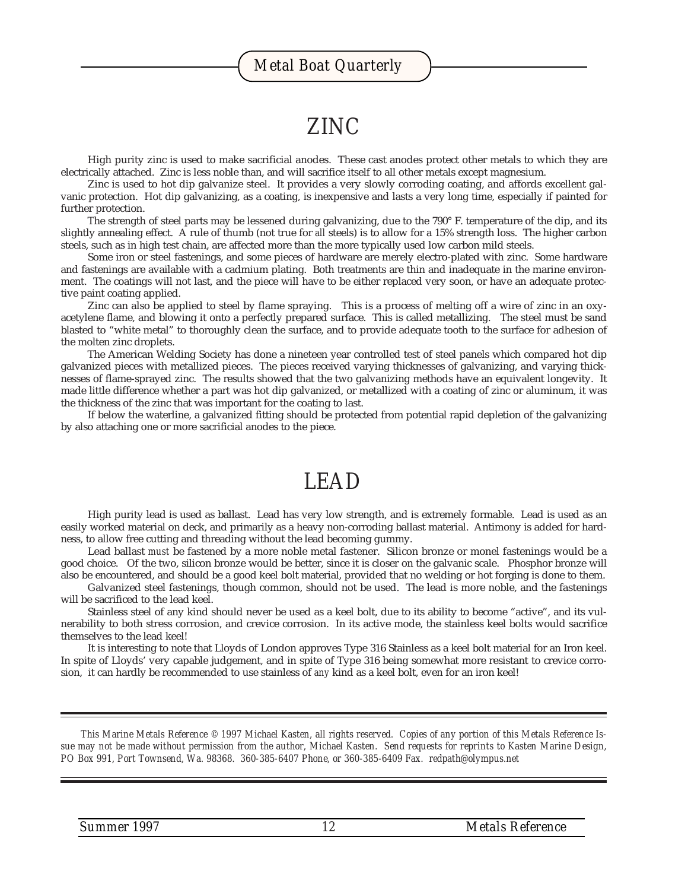# ZINC

High purity zinc is used to make sacrificial anodes. These cast anodes protect other metals to which they are electrically attached. Zinc is less noble than, and will sacrifice itself to all other metals except magnesium.

Zinc is used to hot dip galvanize steel. It provides a very slowly corroding coating, and affords excellent galvanic protection. Hot dip galvanizing, as a coating, is inexpensive and lasts a very long time, especially if painted for further protection.

The strength of steel parts may be lessened during galvanizing, due to the 790° F. temperature of the dip, and its slightly annealing effect. A rule of thumb (not true for *all* steels) is to allow for a 15% strength loss. The higher carbon steels, such as in high test chain, are affected more than the more typically used low carbon mild steels.

Some iron or steel fastenings, and some pieces of hardware are merely electro-plated with zinc. Some hardware and fastenings are available with a cadmium plating. Both treatments are thin and inadequate in the marine environment. The coatings will not last, and the piece will have to be either replaced very soon, or have an adequate protective paint coating applied.

Zinc can also be applied to steel by flame spraying. This is a process of melting off a wire of zinc in an oxy-acetylene flame, and blowing it onto a perfectly prepared surface. This is called metallizing. The steel must be sand blasted to "white metal" to thoroughly clean the surface, and to provide adequate tooth to the surface for adhesion of the molten zinc droplets.

The American Welding Society has done a nineteen year controlled test of steel panels which compared hot dip galvanized pieces with metallized pieces. The pieces received varying thicknesses of galvanizing, and varying thicknesses of flame-sprayed zinc. The results showed that the two galvanizing methods have an equivalent longevity. It made little difference whether a part was hot dip galvanized, or metallized with a coating of zinc or aluminum, it was the thickness of the zinc that was important for the coating to last.

If below the waterline, a galvanized fitting should be protected from potential rapid depletion of the galvanizing by also attaching one or more sacrificial anodes to the piece.

# LEAD

High purity lead is used as ballast. Lead has very low strength, and is extremely formable. Lead is used as an easily worked material on deck, and primarily as a heavy non-corroding ballast material. Antimony is added for hardness, to allow free cutting and threading without the lead becoming gummy.

Lead ballast *must* be fastened by a more noble metal fastener. Silicon bronze or monel fastenings would be a good choice. Of the two, silicon bronze would be better, since it is closer on the galvanic scale. Phosphor bronze will also be encountered, and should be a good keel bolt material, provided that no welding or hot forging is done to them.

Galvanized steel fastenings, though common, should not be used. The lead is more noble, and the fastenings will be sacrificed to the lead keel.

Stainless steel of any kind should never be used as a keel bolt, due to its ability to become "active", and its vulnerability to both stress corrosion, and crevice corrosion. In its active mode, the stainless keel bolts would sacrifice themselves to the lead keel!

It is interesting to note that Lloyds of London approves Type 316 Stainless as a keel bolt material for an Iron keel. In spite of Lloyds' very capable judgement, and in spite of Type 316 being somewhat more resistant to crevice corrosion, it can hardly be recommended to use stainless of *any* kind as a keel bolt, even for an iron keel!

---

*This Marine Metals Reference © 1997 Michael Kasten, all rights reserved. Copies of any portion of this Metals Reference Issue may not be made without permission from the author, Michael Kasten. Send requests for reprints to Kasten Marine Design, PO Box 991, Port Townsend, Wa. 98368. 360-385-6407 Phone, or 360-385-6409 Fax. redpath@olympus.net*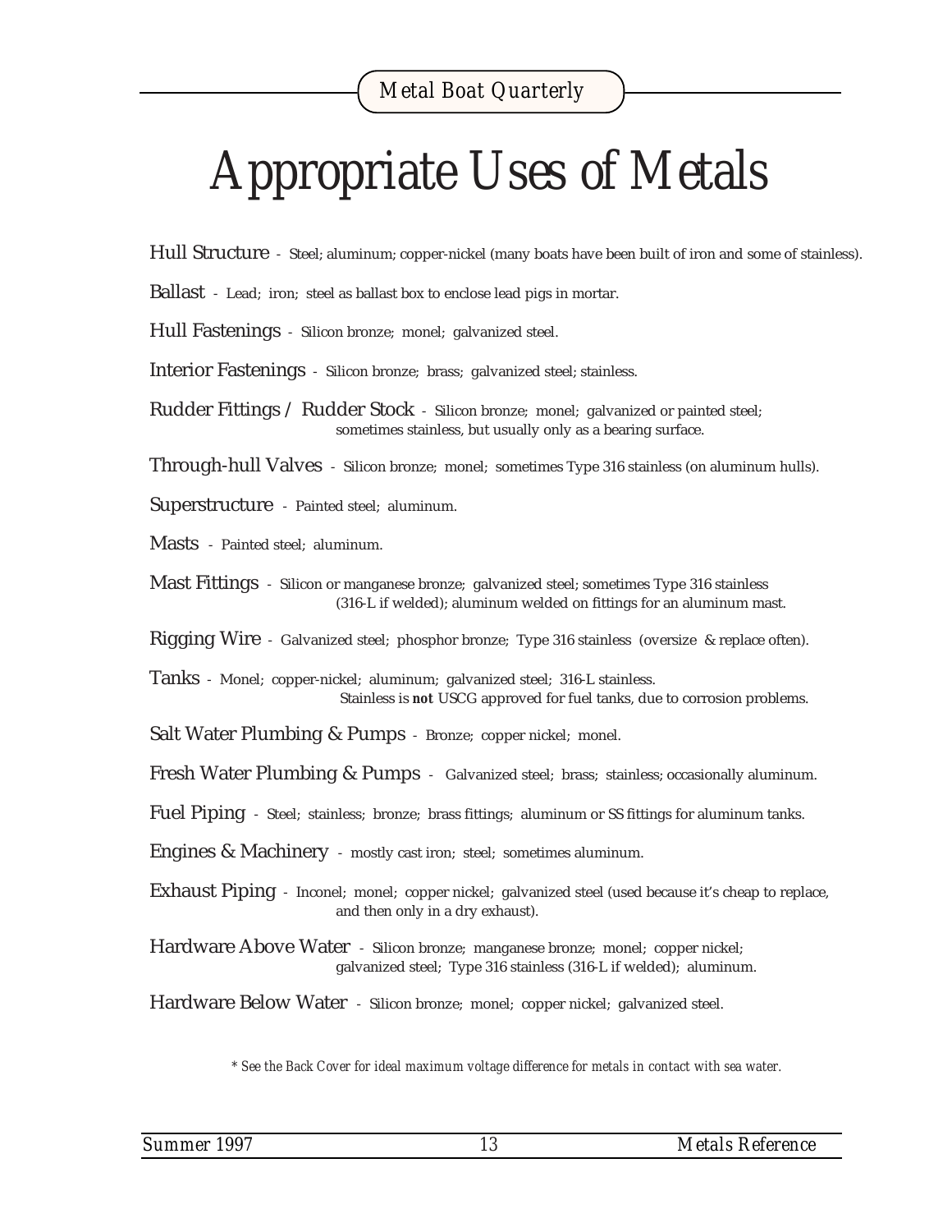# Appropriate Uses of Metals

**Hull Structure** - Steel; aluminum; copper-nickel (many boats have been built of iron and some of stainless).

**Ballast** - Lead; iron; steel as ballast box to enclose lead pigs in mortar.

**Hull Fastenings** - Silicon bronze; monel; galvanized steel.

**Interior Fastenings** - Silicon bronze; brass; galvanized steel; stainless.

**Rudder Fittings / Rudder Stock** - Silicon bronze; monel; galvanized or painted steel; sometimes stainless, but usually only as a bearing surface.

**Through-hull Valves** - Silicon bronze; monel; sometimes Type 316 stainless (on aluminum hulls).

**Superstructure** - Painted steel; aluminum.

**Masts** - Painted steel; aluminum.

**Mast Fittings** - Silicon or manganese bronze; galvanized steel; sometimes Type 316 stainless (316-L if welded); aluminum welded on fittings for an aluminum mast.

**Rigging Wire** - Galvanized steel; phosphor bronze; Type 316 stainless (oversize & replace often).

**Tanks** - Monel; copper-nickel; aluminum; galvanized steel; 316-L stainless. Stainless is ***not*** USCG approved for fuel tanks, due to corrosion problems.

**Salt Water Plumbing & Pumps** - Bronze; copper nickel; monel.

**Fresh Water Plumbing & Pumps** - Galvanized steel; brass; stainless; occasionally aluminum.

**Fuel Piping** - Steel; stainless; bronze; brass fittings; aluminum or SS fittings for aluminum tanks.

**Engines & Machinery** - mostly cast iron; steel; sometimes aluminum.

**Exhaust Piping** - Inconel; monel; copper nickel; galvanized steel (used because it's cheap to replace, and then only in a dry exhaust).

**Hardware Above Water** - Silicon bronze; manganese bronze; monel; copper nickel; galvanized steel; Type 316 stainless (316-L if welded); aluminum.

**Hardware Below Water** - Silicon bronze; monel; copper nickel; galvanized steel.

*\* See the Back Cover for ideal maximum voltage difference for metals in contact with sea water.*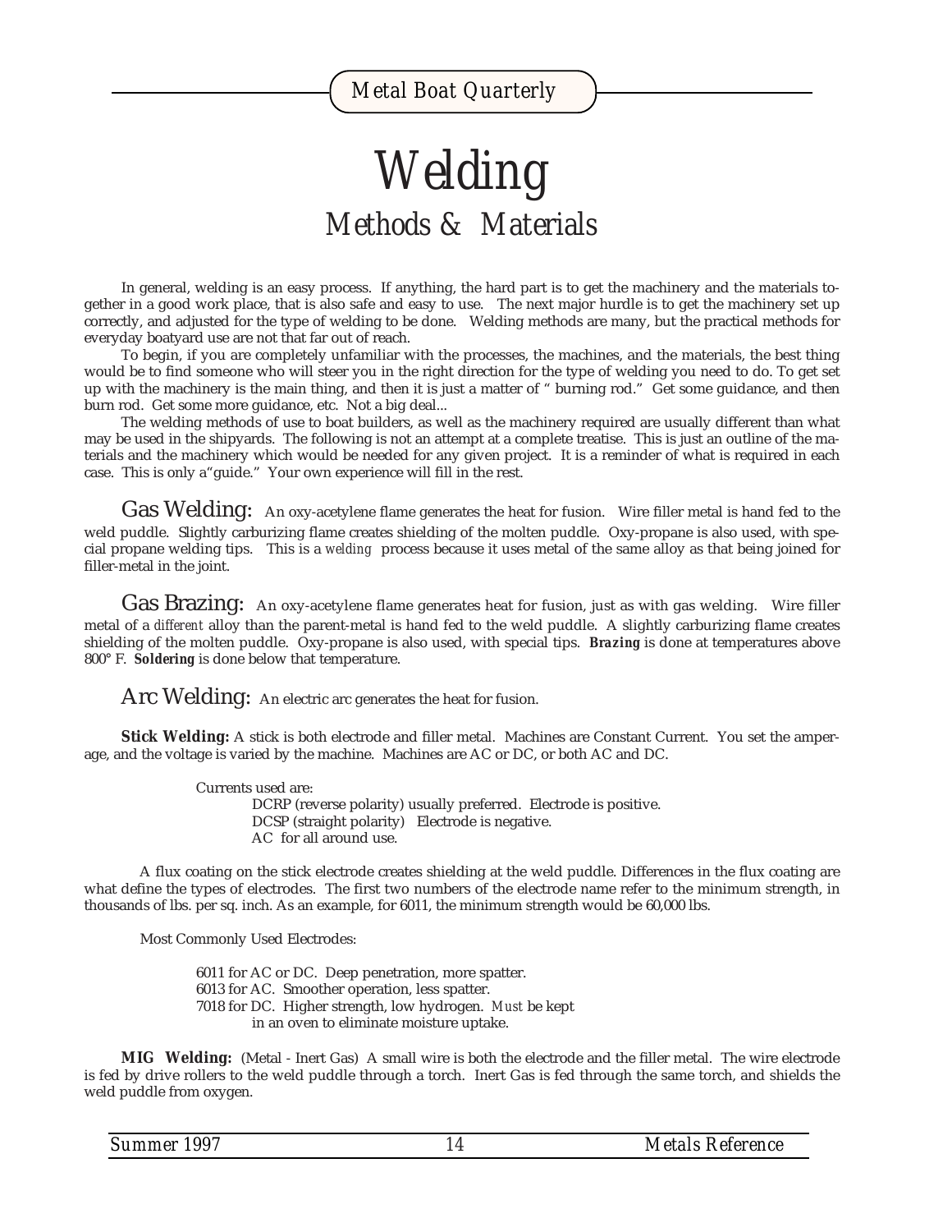# Welding

## Methods & Materials

In general, welding is an easy process. If anything, the hard part is to get the machinery and the materials together in a good work place, that is also safe and easy to use. The next major hurdle is to get the machinery set up correctly, and adjusted for the type of welding to be done. Welding methods are many, but the practical methods for everyday boatyard use are not that far out of reach.

To begin, if you are completely unfamiliar with the processes, the machines, and the materials, the best thing would be to find someone who will steer you in the right direction for the type of welding you need to do. To get set up with the machinery is the main thing, and then it is just a matter of " burning rod." Get some guidance, and then burn rod. Get some more guidance, etc. Not a big deal...

The welding methods of use to boat builders, as well as the machinery required are usually different than what may be used in the shipyards. The following is not an attempt at a complete treatise. This is just an outline of the materials and the machinery which would be needed for any given project. It is a reminder of what is required in each case. This is only a"guide." Your own experience will fill in the rest.

### Gas Welding:

An oxy-acetylene flame generates the heat for fusion. Wire filler metal is hand fed to the weld puddle. Slightly carburizing flame creates shielding of the molten puddle. Oxy-propane is also used, with special propane welding tips. This is a *welding* process because it uses metal of the same alloy as that being joined for filler-metal in the joint.

### Gas Brazing:

An oxy-acetylene flame generates heat for fusion, just as with gas welding. Wire filler metal of a *different* alloy than the parent-metal is hand fed to the weld puddle. A slightly carburizing flame creates shielding of the molten puddle. Oxy-propane is also used, with special tips. **Brazing** is done at temperatures above 800° F. **Soldering** is done below that temperature.

### Arc Welding:

An electric arc generates the heat for fusion.

**Stick Welding:** A stick is both electrode and filler metal. Machines are Constant Current. You set the amperage, and the voltage is varied by the machine. Machines are AC or DC, or both AC and DC.

Currents used are:

- DCRP (reverse polarity) usually preferred. Electrode is positive.
- DCSP (straight polarity) Electrode is negative.
- AC for all around use.

A flux coating on the stick electrode creates shielding at the weld puddle. Differences in the flux coating are what define the types of electrodes. The first two numbers of the electrode name refer to the minimum strength, in thousands of lbs. per sq. inch. As an example, for 6011, the minimum strength would be 60,000 lbs.

Most Commonly Used Electrodes:

- 6011 for AC or DC. Deep penetration, more spatter.
- 6013 for AC. Smoother operation, less spatter.
- 7018 for DC. Higher strength, low hydrogen. *Must* be kept in an oven to eliminate moisture uptake.

**MIG Welding:** (Metal - Inert Gas) A small wire is both the electrode and the filler metal. The wire electrode is fed by drive rollers to the weld puddle through a torch. Inert Gas is fed through the same torch, and shields the weld puddle from oxygen.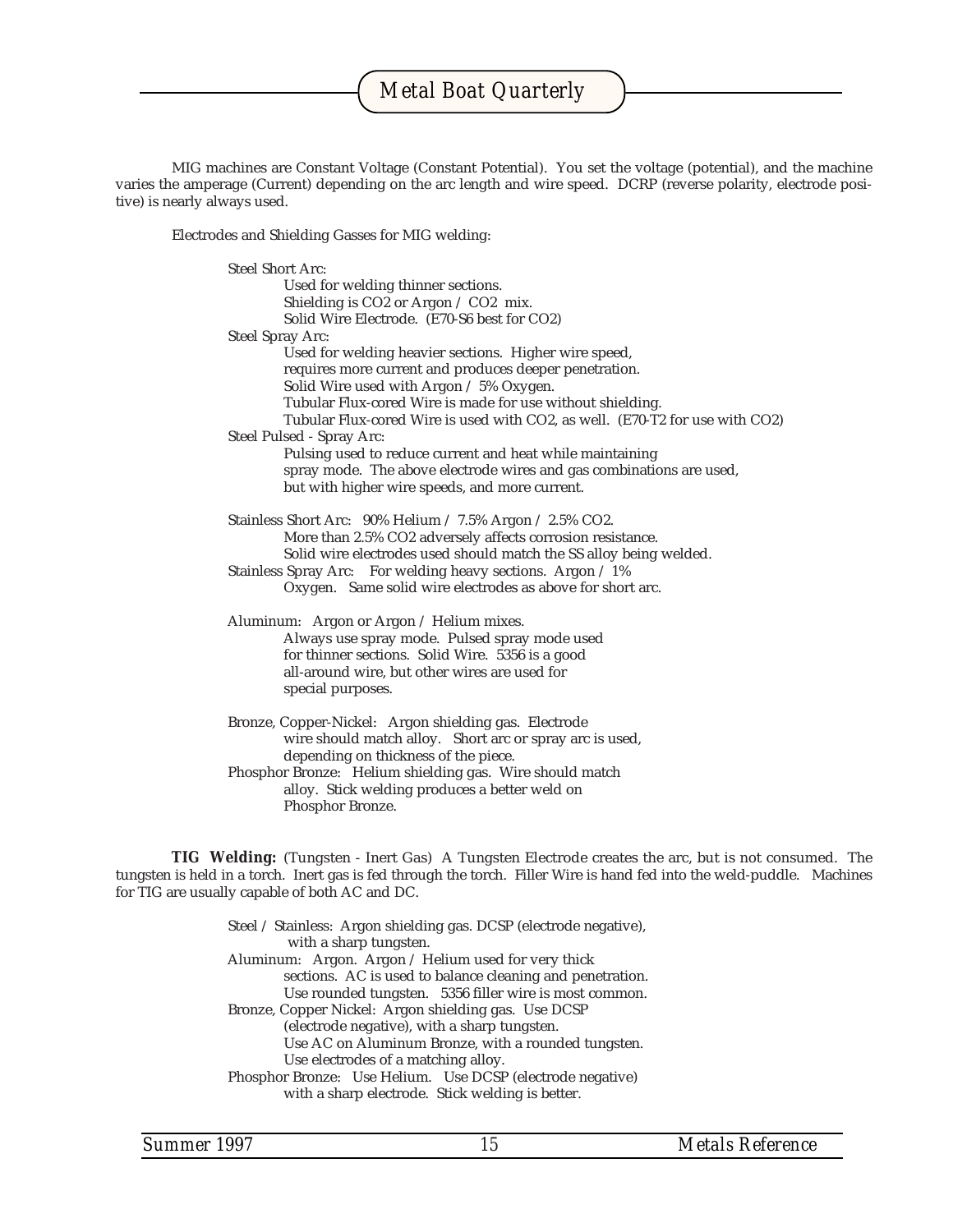MIG machines are Constant Voltage (Constant Potential). You set the voltage (potential), and the machine varies the amperage (Current) depending on the arc length and wire speed. DCRP (reverse polarity, electrode positive) is nearly always used.

Electrodes and Shielding Gasses for MIG welding:

Steel Short Arc:
- Used for welding thinner sections.
- Shielding is $CO_2$ or Argon / $CO_2$ mix.
- Solid Wire Electrode. (E70-S6 best for $CO_2$)

Steel Spray Arc:
- Used for welding heavier sections. Higher wire speed, requires more current and produces deeper penetration.
- Solid Wire used with Argon / 5% Oxygen.
- Tubular Flux-cored Wire is made for use without shielding.
- Tubular Flux-cored Wire is used with $CO_2$, as well. (E70-T2 for use with $CO_2$)

Steel Pulsed - Spray Arc:
- Pulsing used to reduce current and heat while maintaining spray mode. The above electrode wires and gas combinations are used, but with higher wire speeds, and more current.

Stainless Short Arc: 90% Helium / 7.5% Argon / 2.5% $CO_2$.
- More than 2.5% $CO_2$ adversely affects corrosion resistance.
- Solid wire electrodes used should match the SS alloy being welded.

Stainless Spray Arc: For welding heavy sections. Argon / 1% Oxygen. Same solid wire electrodes as above for short arc.

Aluminum: Argon or Argon / Helium mixes.
- Always use spray mode. Pulsed spray mode used for thinner sections. Solid Wire. 5356 is a good all-around wire, but other wires are used for special purposes.

Bronze, Copper-Nickel: Argon shielding gas. Electrode wire should match alloy. Short arc or spray arc is used, depending on thickness of the piece.

Phosphor Bronze: Helium shielding gas. Wire should match alloy. Stick welding produces a better weld on Phosphor Bronze.

**TIG Welding:** (Tungsten - Inert Gas) A Tungsten Electrode creates the arc, but is not consumed. The tungsten is held in a torch. Inert gas is fed through the torch. Filler Wire is hand fed into the weld-puddle. Machines for TIG are usually capable of both AC and DC.

Steel / Stainless: Argon shielding gas. DCSP (electrode negative), with a sharp tungsten.

Aluminum: Argon. Argon / Helium used for very thick sections. AC is used to balance cleaning and penetration. Use rounded tungsten. 5356 filler wire is most common.

Bronze, Copper Nickel: Argon shielding gas. Use DCSP (electrode negative), with a sharp tungsten.
- Use AC on Aluminum Bronze, with a rounded tungsten.
- Use electrodes of a matching alloy.

Phosphor Bronze: Use Helium. Use DCSP (electrode negative) with a sharp electrode. Stick welding is better.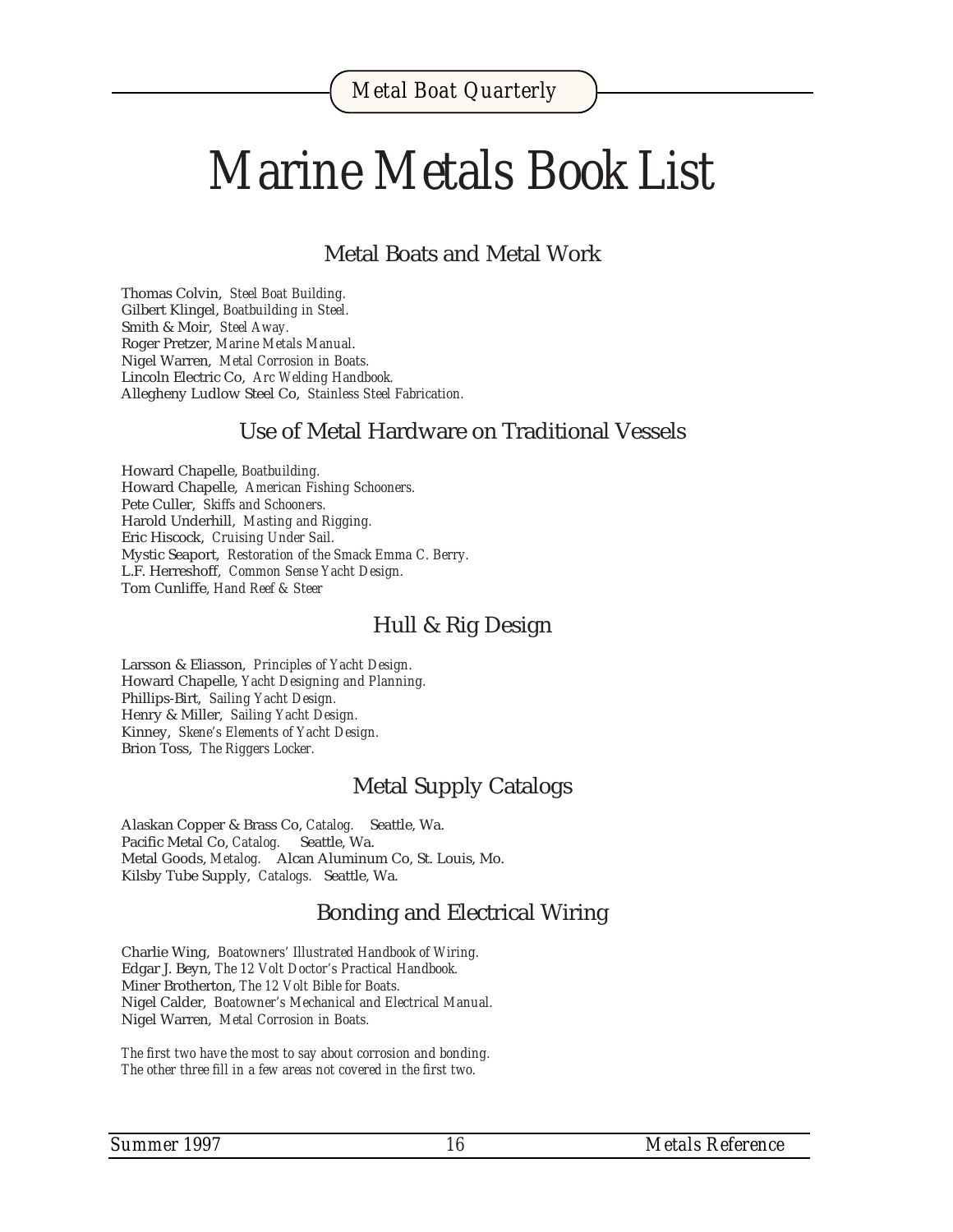# Marine Metals Book List

## Metal Boats and Metal Work

Thomas Colvin, *Steel Boat Building.*
Gilbert Klingel, *Boatbuilding in Steel.*
Smith & Moir, *Steel Away.*
Roger Pretzer, *Marine Metals Manual.*
Nigel Warren, *Metal Corrosion in Boats.*
Lincoln Electric Co, *Arc Welding Handbook.*
Allegheny Ludlow Steel Co, *Stainless Steel Fabrication.*

## Use of Metal Hardware on Traditional Vessels

Howard Chapelle, *Boatbuilding.*
Howard Chapelle, *American Fishing Schooners.*
Pete Culler, *Skiffs and Schooners.*
Harold Underhill, *Masting and Rigging.*
Eric Hiscock, *Cruising Under Sail.*
Mystic Seaport, *Restoration of the Smack Emma C. Berry.*
L.F. Herreshoff, *Common Sense Yacht Design.*
Tom Cunliffe, *Hand Reef & Steer*

## Hull & Rig Design

Larsson & Eliasson, *Principles of Yacht Design.*
Howard Chapelle, *Yacht Designing and Planning.*
Phillips-Birt, *Sailing Yacht Design.*
Henry & Miller, *Sailing Yacht Design.*
Kinney, *Skene's Elements of Yacht Design.*
Brion Toss, *The Riggers Locker.*

## Metal Supply Catalogs

Alaskan Copper & Brass Co, *Catalog.* Seattle, Wa.
Pacific Metal Co, *Catalog.* Seattle, Wa.
Metal Goods, *Metalog.* Alcan Aluminum Co, St. Louis, Mo.
Kilsby Tube Supply, *Catalogs.* Seattle, Wa.

## Bonding and Electrical Wiring

Charlie Wing, *Boatowners' Illustrated Handbook of Wiring.*
Edgar J. Beyn, *The 12 Volt Doctor's Practical Handbook.*
Miner Brotherton, *The 12 Volt Bible for Boats.*
Nigel Calder, *Boatowner's Mechanical and Electrical Manual.*
Nigel Warren, *Metal Corrosion in Boats.*

*The first two have the most to say about corrosion and bonding.*
*The other three fill in a few areas not covered in the first two.*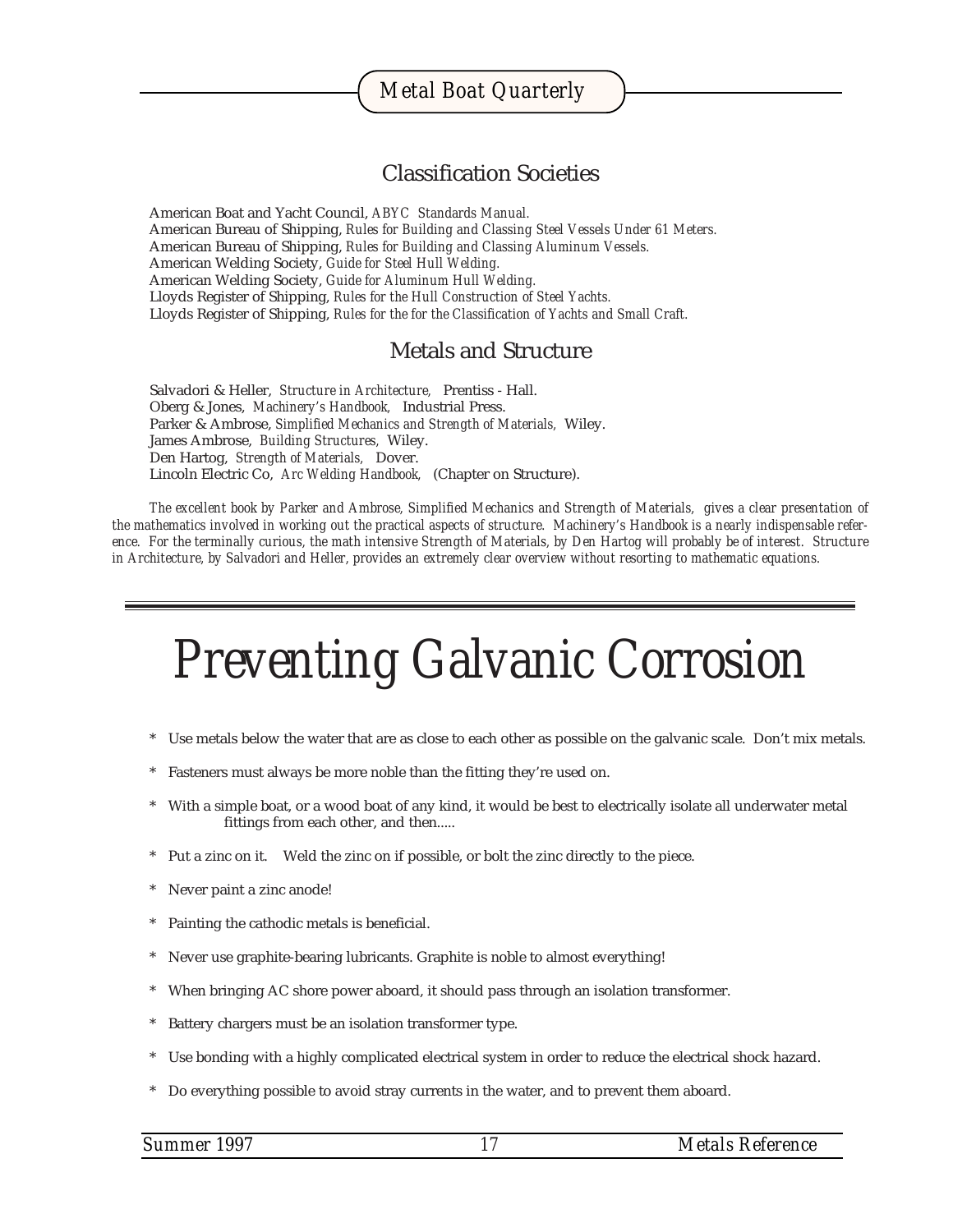## Classification Societies

American Boat and Yacht Council, *ABYC Standards Manual.*
American Bureau of Shipping, *Rules for Building and Classing Steel Vessels Under 61 Meters.*
American Bureau of Shipping, *Rules for Building and Classing Aluminum Vessels.*
American Welding Society, *Guide for Steel Hull Welding.*
American Welding Society, *Guide for Aluminum Hull Welding.*
Lloyds Register of Shipping, *Rules for the Hull Construction of Steel Yachts.*
Lloyds Register of Shipping, *Rules for the for the Classification of Yachts and Small Craft.*

## Metals and Structure

Salvadori & Heller, *Structure in Architecture,* Prentiss - Hall.
Oberg & Jones, *Machinery's Handbook,* Industrial Press.
Parker & Ambrose, *Simplified Mechanics and Strength of Materials,* Wiley.
James Ambrose, *Building Structures,* Wiley.
Den Hartog, *Strength of Materials,* Dover.
Lincoln Electric Co, *Arc Welding Handbook,* (Chapter on Structure).

*The excellent book by Parker and Ambrose, Simplified Mechanics and Strength of Materials, gives a clear presentation of the mathematics involved in working out the practical aspects of structure. Machinery's Handbook is a nearly indispensable reference. For the terminally curious, the math intensive Strength of Materials, by Den Hartog will probably be of interest. Structure in Architecture, by Salvadori and Heller, provides an extremely clear overview without resorting to mathematic equations.*

# Preventing Galvanic Corrosion

* Use metals below the water that are as close to each other as possible on the galvanic scale. Don't mix metals.
* Fasteners must always be more noble than the fitting they're used on.
* With a simple boat, or a wood boat of any kind, it would be best to electrically isolate all underwater metal fittings from each other, and then.....
* Put a zinc on it. Weld the zinc on if possible, or bolt the zinc directly to the piece.
* Never paint a zinc anode!
* Painting the cathodic metals is beneficial.
* Never use graphite-bearing lubricants. Graphite is noble to almost everything!
* When bringing AC shore power aboard, it should pass through an isolation transformer.
* Battery chargers must be an isolation transformer type.
* Use bonding with a highly complicated electrical system in order to reduce the electrical shock hazard.
* Do everything possible to avoid stray currents in the water, and to prevent them aboard.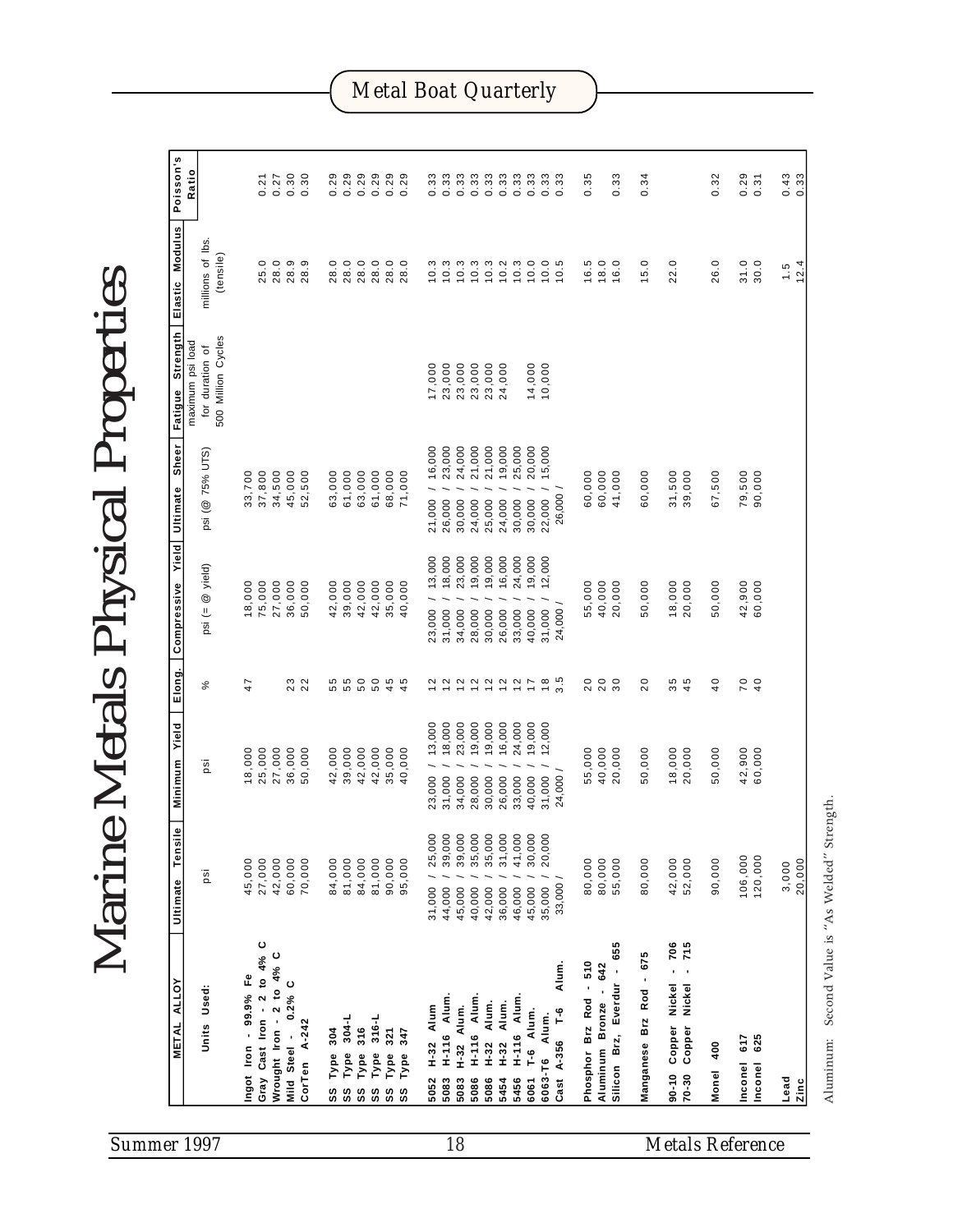# Marine Metals Physical Properties

| METAL ALLOY | Ultimate Tensile | Minimum Yield | Elong. | Compressive Yield | Ultimate Sheer | Fatigue Strength | Elastic Modulus | Poisson's Ratio |
|---|---|---|---|---|---|---|---|---|
| Units Used: | psi | psi | % | psi (= @ yield) | psi (@ 75% UTS) | maximum psi load for duration of 500 Million Cycles | millions of lbs. (tensile) | |
| Ingot Iron - 99.9% Fe | 45,000 | 18,000 | 47 | 18,000 | 33,700 | | | |
| Gray Cast Iron - 2 to 4% C | 27,000 | 25,000 | | 75,000 | 37,800 | | 25.0 | 0.21 |
| Wrought Iron - 2 to 4% C | 42,000 | 27,000 | | 27,000 | 34,500 | | 28.0 | 0.27 |
| Mild Steel - 0.2% C | 60,000 | 36,000 | 23 | 36,000 | 45,000 | | 28.9 | 0.30 |
| CorTen A-242 | 70,000 | 50,000 | 22 | 50,000 | 52,500 | | 28.9 | 0.30 |
| SS Type 304 | 84,000 | 42,000 | 55 | 42,000 | 63,000 | | 28.0 | 0.29 |
| SS Type 304-L | 81,000 | 39,000 | 55 | 39,000 | 61,000 | | 28.0 | 0.29 |
| SS Type 316 | 84,000 | 42,000 | 50 | 42,000 | 63,000 | | 28.0 | 0.29 |
| SS Type 316-L | 81,000 | 42,000 | 50 | 42,000 | 61,000 | | 28.0 | 0.29 |
| SS Type 321 | 90,000 | 35,000 | 45 | 35,000 | 68,000 | | 28.0 | 0.29 |
| SS Type 347 | 95,000 | 40,000 | 45 | 40,000 | 71,000 | | 28.0 | 0.29 |
| 5052 H-32 Alum | 31,000 / 25,000 | 23,000 / 13,000 | 12 | 23,000 / 13,000 | 21,000 / 16,000 | 17,000 | 10.3 | 0.33 |
| 5083 H-116 Alum. | 44,000 / 39,000 | 31,000 / 18,000 | 12 | 31,000 / 18,000 | 26,000 / 23,000 | 23,000 | 10.3 | 0.33 |
| 5083 H-32 Alum. | 45,000 / 39,000 | 34,000 / 23,000 | 12 | 34,000 / 23,000 | 30,000 / 24,000 | 23,000 | 10.3 | 0.33 |
| 5086 H-116 Alum. | 40,000 / 35,000 | 28,000 / 19,000 | 12 | 28,000 / 19,000 | 24,000 / 21,000 | 23,000 | 10.3 | 0.33 |
| 5086 H-32 Alum. | 42,000 / 35,000 | 30,000 / 19,000 | 12 | 30,000 / 19,000 | 25,000 / 21,000 | 23,000 | 10.3 | 0.33 |
| 5454 H-32 Alum. | 36,000 / 31,000 | 26,000 / 16,000 | 12 | 26,000 / 16,000 | 24,000 / 19,000 | 23,000 | 10.2 | 0.33 |
| 5456 H-116 Alum. | 46,000 / 41,000 | 33,000 / 24,000 | 12 | 33,000 / 24,000 | 30,000 / 25,000 | 24,000 | 10.3 | 0.33 |
| 6061 T-6 Alum. | 45,000 / 30,000 | 40,000 / 19,000 | 17 | 40,000 / 19,000 | 30,000 / 20,000 | 14,000 | 10.0 | 0.33 |
| 6063-T6 Alum. | 35,000 / 20,000 | 31,000 / 12,000 | 18 | 31,000 / 12,000 | 22,000 / 15,000 | 10,000 | 10.0 | 0.33 |
| Cast A-356 T-6 Alum. | 33,000 / | 24,000 / | 3.5 | 24,000 / | 26,000 / | | 10.5 | 0.33 |
| Phosphor Brz Rod - 510 | 80,000 | 55,000 | 20 | 55,000 | 60,000 | | 16.5 | 0.35 |
| Aluminum Bronze - 642 | 80,000 | 40,000 | 20 | 40,000 | 60,000 | | 18.0 | |
| Silicon Brz, Everdur - 655 | 55,000 | 20,000 | 30 | 20,000 | 41,000 | | 16.0 | 0.33 |
| Manganese Brz Rod - 675 | 80,000 | 50,000 | 20 | 50,000 | 60,000 | | 15.0 | 0.34 |
| 90-10 Copper Nickel - 706 | 42,000 | 18,000 | 35 | 18,000 | 31,500 | | 22.0 | |
| 70-30 Copper Nickel - 715 | 52,000 | 20,000 | 45 | 20,000 | 39,000 | | | |
| Monel 400 | 90,000 | 50,000 | 40 | 50,000 | 67,500 | | 26.0 | 0.32 |
| Inconel 617 | 106,000 | 42,900 | 70 | 42,900 | 79,500 | | 31.0 | 0.29 |
| Inconel 625 | 120,000 | 60,000 | 40 | 60,000 | 90,000 | | 30.0 | 0.31 |
| Lead | 3,000 | | | | | | 1.5 | 0.43 |
| Zinc | 20,000 | | | | | | 12.4 | 0.33 |

Aluminum: Second Value is "As Welded" Strength.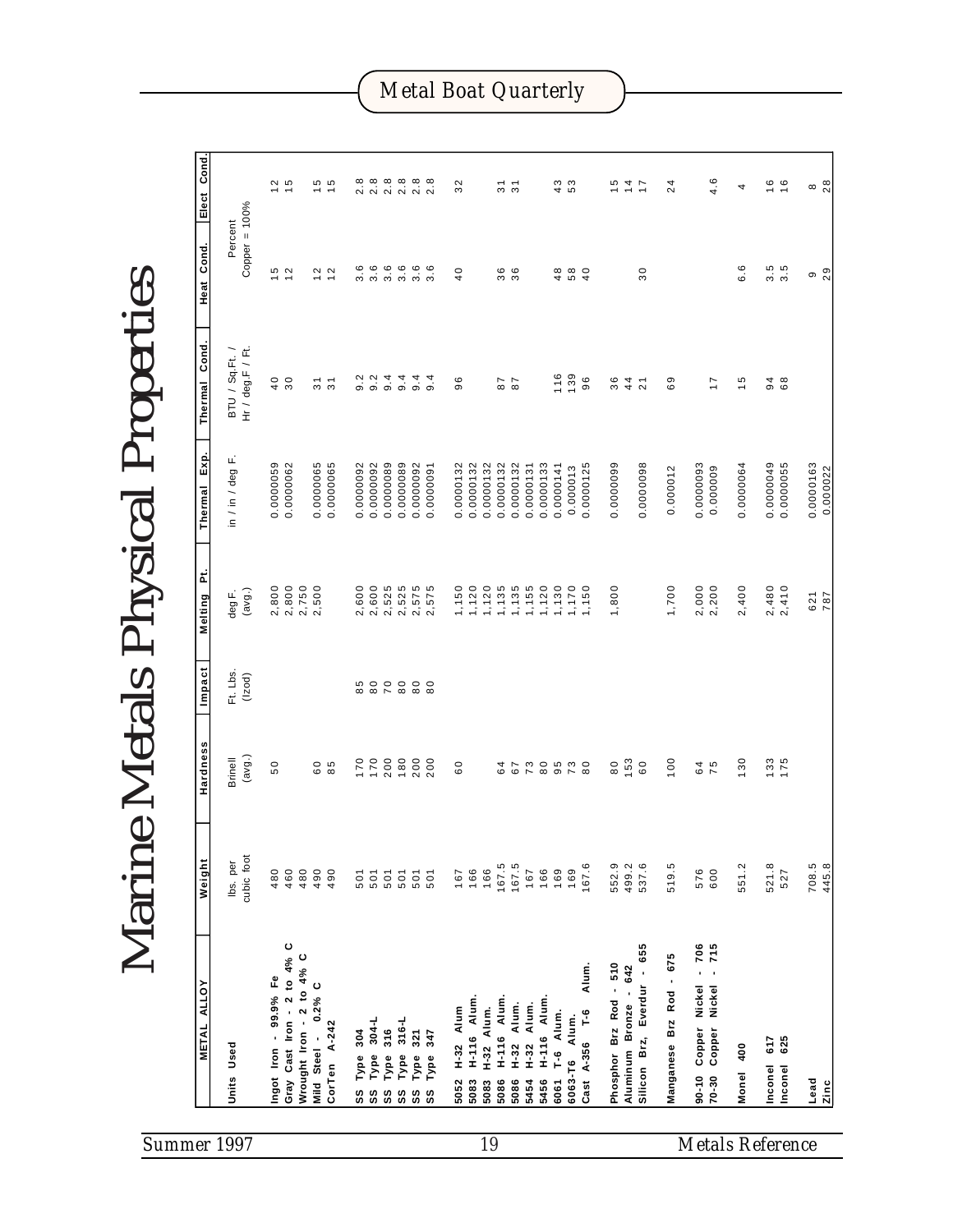# Marine Metals Physical Properties

| METAL ALLOY | Weight | Hardness | Impact | Melting Pt. | Thermal Exp. | Thermal Cond. | Heat Cond. | Elect Cond. |
|---|---|---|---|---|---|---|---|---|
| Units Used | lbs. per cubic foot | Brinell (avg.) | Ft. Lbs. (Izod) | deg F. (avg.) | in / in / deg F. | BTU / Sq.Ft. / Hr / deg.F / Ft. | Percent Copper = 100% | |
| Ingot Iron - 99.9% Fe | 480 | 50 | | 2,800 | 0.0000059 | 40 | 15 | 12 |
| Gray Cast Iron - 2 to 4% C | 460 | | | 2,800 | 0.0000062 | 30 | 12 | 15 |
| Wrought Iron - 2 to 4% C | 480 | | | 2,750 | | | | |
| Mild Steel - 0.2% C | 490 | 60 | | 2,500 | 0.0000065 | 31 | 12 | 15 |
| CorTen A-242 | 490 | 85 | | | 0.0000065 | 31 | 12 | 15 |
| SS Type 304 | 501 | 170 | 85 | 2,600 | 0.0000092 | 9.2 | 3.6 | 2.8 |
| SS Type 304-L | 501 | 170 | 80 | 2,600 | 0.0000092 | 9.2 | 3.6 | 2.8 |
| SS Type 316 | 501 | 200 | 70 | 2,525 | 0.0000089 | 9.4 | 3.6 | 2.8 |
| SS Type 316-L | 501 | 180 | 80 | 2,525 | 0.0000089 | 9.4 | 3.6 | 2.8 |
| SS Type 321 | 501 | 200 | 80 | 2,575 | 0.0000092 | 9.4 | 3.6 | 2.8 |
| SS Type 347 | 501 | 200 | 80 | 2,575 | 0.0000091 | 9.4 | 3.6 | 2.8 |
| 5052 H-32 Alum | 167 | 60 | | 1,150 | 0.0000132 | 96 | 40 | 32 |
| 5083 H-116 Alum. | 166 | | | 1,120 | 0.0000132 | | | |
| 5083 H-32 Alum. | 166 | | | 1,120 | 0.0000132 | | | |
| 5086 H-116 Alum. | 167.5 | 64 | | 1,135 | 0.0000132 | 87 | 36 | 31 |
| 5086 H-32 Alum. | 167.5 | 67 | | 1,135 | 0.0000131 | 87 | 36 | 31 |
| 5454 H-32 Alum. | 167 | 73 | | 1,155 | 0.0000133 | | | |
| 5456 H-116 Alum. | 166 | 80 | | 1,120 | | | | |
| 6061 T-6 Alum. | 169 | 95 | | 1,130 | 0.0000141 | 116 | 48 | 43 |
| 6063-T6 Alum. | 169 | 73 | | 1,170 | 0.000013 | 139 | 58 | 53 |
| Cast A-356 T-6 Alum. | 167.6 | 80 | | 1,150 | 0.0000125 | 96 | 40 | |
| Phosphor Brz Rod - 510 | 552.9 | 80 | | 1,800 | 0.0000099 | 36 | | 15 |
| Aluminum Bronze - 642 | 499.2 | 153 | | | | 44 | | 14 |
| Silicon Brz, Everdur - 655 | 537.6 | 60 | | | 0.0000098 | 21 | 30 | 17 |
| Manganese Brz Rod - 675 | 519.5 | 100 | | 1,700 | 0.000012 | 69 | | 24 |
| 90-10 Copper Nickel - 706 | 576 | 64 | | 2,000 | 0.0000093 | | | |
| 70-30 Copper Nickel - 715 | 600 | 75 | | 2,200 | 0.000009 | 17 | | 4.6 |
| Monel 400 | 551.2 | 130 | | 2,400 | 0.0000064 | 15 | 6.6 | 4 |
| Inconel 617 | 521.8 | 133 | | 2,480 | 0.0000049 | 94 | 3.5 | 16 |
| Inconel 625 | 527 | 175 | | 2,410 | 0.0000055 | 68 | 3.5 | 16 |
| Lead | 708.5 | | | 621 | 0.0000163 | | 9 | 8 |
| Zinc | 445.8 | | | 787 | 0.000022 | | 29 | 28 |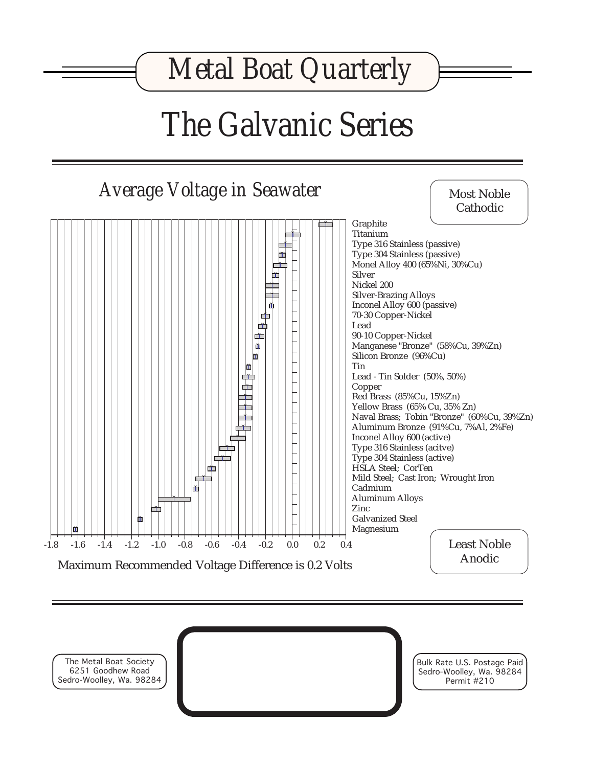# Metal Boat Quarterly

## The Galvanic Series

### Average Voltage in Seawater

Most Noble
Cathodic

Graphite
Titanium
Type 316 Stainless (passive)
Type 304 Stainless (passive)
Monel Alloy 400 (65%Ni, 30%Cu)
Silver
Nickel 200
Silver-Brazing Alloys
Inconel Alloy 600 (passive)
70-30 Copper-Nickel
Lead
90-10 Copper-Nickel
Manganese "Bronze" (58%Cu, 39%Zn)
Silicon Bronze (96%Cu)
Tin
Lead - Tin Solder (50%, 50%)
Copper
Red Brass (85%Cu, 15%Zn)
Yellow Brass (65% Cu, 35% Zn)
Naval Brass; Tobin "Bronze" (60%Cu, 39%Zn)
Aluminum Bronze (91%Cu, 7%Al, 2%Fe)
Inconel Alloy 600 (active)
Type 316 Stainless (acitve)
Type 304 Stainless (active)
HSLA Steel; CorTen
Mild Steel; Cast Iron; Wrought Iron
Cadmium
Aluminum Alloys
Zinc
Galvanized Steel
Magnesium

-1.8 -1.6 -1.4 -1.2 -1.0 -0.8 -0.6 -0.4 -0.2 0.0 0.2 0.4

Least Noble
Anodic

Maximum Recommended Voltage Difference is 0.2 Volts

The Metal Boat Society
6251 Goodhew Road
Sedro-Woolley, Wa. 98284

Bulk Rate U.S. Postage Paid
Sedro-Woolley, Wa. 98284
Permit #210